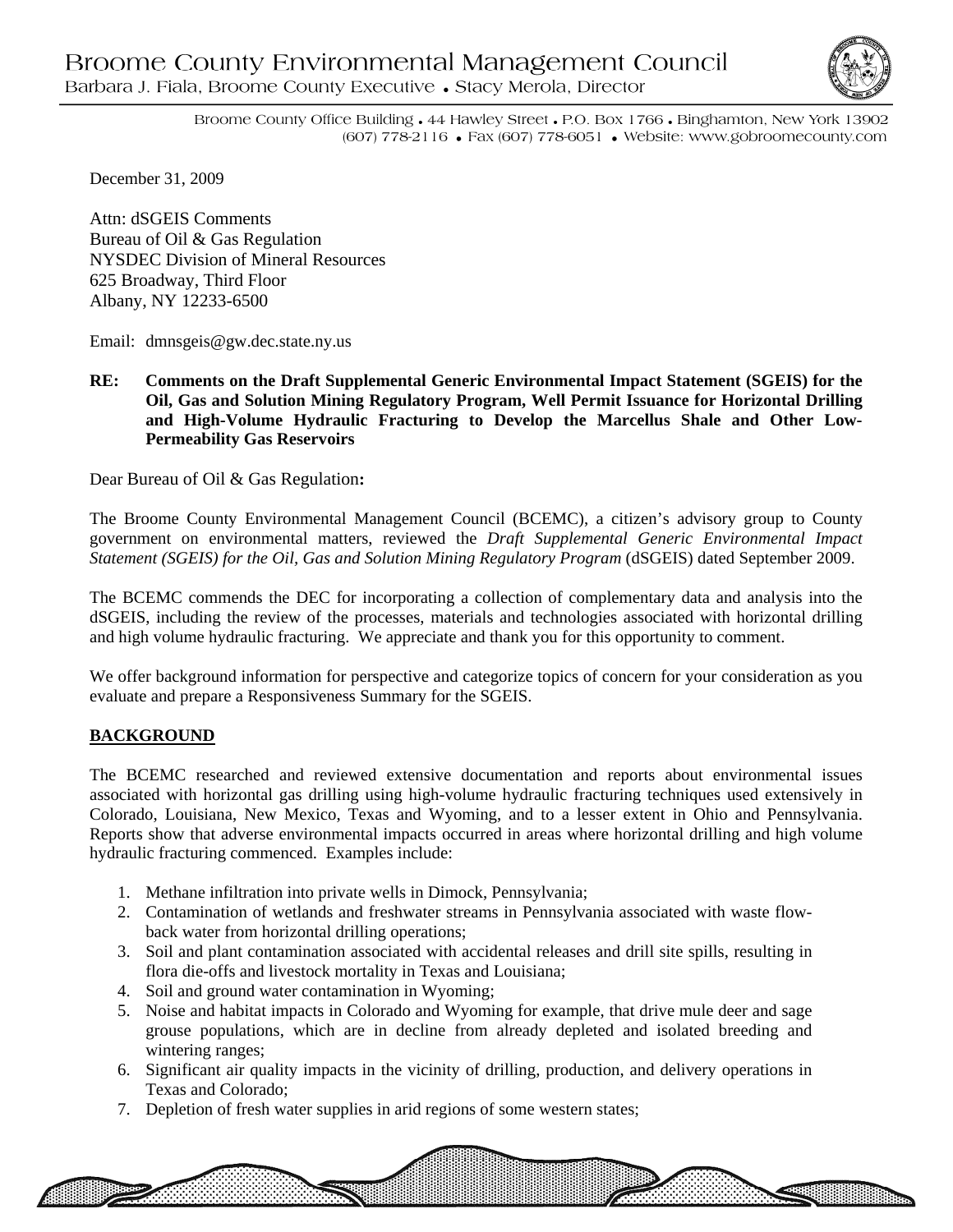# Broome County Environmental Management Council

Barbara J. Fiala, Broome County Executive • Stacy Merola, Director

Broome County Office Building • 44 Hawley Street • P.O. Box 1766 • Binghamton, New York 13902
(607) 778-2116 • Fax (607) 778-6051 • Website: www.gobroomecounty.com

December 31, 2009

Attn: dSGEIS Comments
Bureau of Oil & Gas Regulation
NYSDEC Division of Mineral Resources
625 Broadway, Third Floor
Albany, NY 12233-6500

Email: dmnsgeis@gw.dec.state.ny.us

**RE: Comments on the Draft Supplemental Generic Environmental Impact Statement (SGEIS) for the Oil, Gas and Solution Mining Regulatory Program, Well Permit Issuance for Horizontal Drilling and High-Volume Hydraulic Fracturing to Develop the Marcellus Shale and Other Low-Permeability Gas Reservoirs**

Dear Bureau of Oil & Gas Regulation**:**

The Broome County Environmental Management Council (BCEMC), a citizen's advisory group to County government on environmental matters, reviewed the *Draft Supplemental Generic Environmental Impact Statement (SGEIS) for the Oil, Gas and Solution Mining Regulatory Program* (dSGEIS) dated September 2009.

The BCEMC commends the DEC for incorporating a collection of complementary data and analysis into the dSGEIS, including the review of the processes, materials and technologies associated with horizontal drilling and high volume hydraulic fracturing. We appreciate and thank you for this opportunity to comment.

We offer background information for perspective and categorize topics of concern for your consideration as you evaluate and prepare a Responsiveness Summary for the SGEIS.

**BACKGROUND**

The BCEMC researched and reviewed extensive documentation and reports about environmental issues associated with horizontal gas drilling using high-volume hydraulic fracturing techniques used extensively in Colorado, Louisiana, New Mexico, Texas and Wyoming, and to a lesser extent in Ohio and Pennsylvania. Reports show that adverse environmental impacts occurred in areas where horizontal drilling and high volume hydraulic fracturing commenced. Examples include:

1. Methane infiltration into private wells in Dimock, Pennsylvania;
2. Contamination of wetlands and freshwater streams in Pennsylvania associated with waste flow-back water from horizontal drilling operations;
3. Soil and plant contamination associated with accidental releases and drill site spills, resulting in flora die-offs and livestock mortality in Texas and Louisiana;
4. Soil and ground water contamination in Wyoming;
5. Noise and habitat impacts in Colorado and Wyoming for example, that drive mule deer and sage grouse populations, which are in decline from already depleted and isolated breeding and wintering ranges;
6. Significant air quality impacts in the vicinity of drilling, production, and delivery operations in Texas and Colorado;
7. Depletion of fresh water supplies in arid regions of some western states;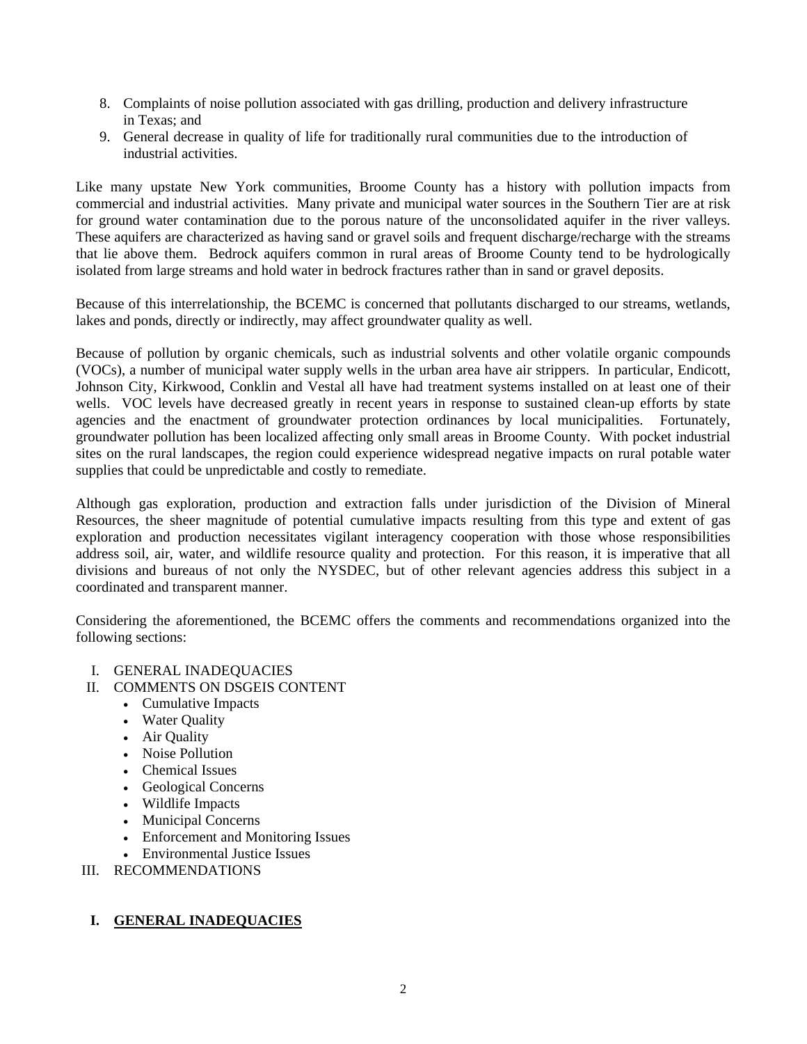8. Complaints of noise pollution associated with gas drilling, production and delivery infrastructure in Texas; and
9. General decrease in quality of life for traditionally rural communities due to the introduction of industrial activities.

Like many upstate New York communities, Broome County has a history with pollution impacts from commercial and industrial activities. Many private and municipal water sources in the Southern Tier are at risk for ground water contamination due to the porous nature of the unconsolidated aquifer in the river valleys. These aquifers are characterized as having sand or gravel soils and frequent discharge/recharge with the streams that lie above them. Bedrock aquifers common in rural areas of Broome County tend to be hydrologically isolated from large streams and hold water in bedrock fractures rather than in sand or gravel deposits.

Because of this interrelationship, the BCEMC is concerned that pollutants discharged to our streams, wetlands, lakes and ponds, directly or indirectly, may affect groundwater quality as well.

Because of pollution by organic chemicals, such as industrial solvents and other volatile organic compounds (VOCs), a number of municipal water supply wells in the urban area have air strippers. In particular, Endicott, Johnson City, Kirkwood, Conklin and Vestal all have had treatment systems installed on at least one of their wells. VOC levels have decreased greatly in recent years in response to sustained clean-up efforts by state agencies and the enactment of groundwater protection ordinances by local municipalities. Fortunately, groundwater pollution has been localized affecting only small areas in Broome County. With pocket industrial sites on the rural landscapes, the region could experience widespread negative impacts on rural potable water supplies that could be unpredictable and costly to remediate.

Although gas exploration, production and extraction falls under jurisdiction of the Division of Mineral Resources, the sheer magnitude of potential cumulative impacts resulting from this type and extent of gas exploration and production necessitates vigilant interagency cooperation with those whose responsibilities address soil, air, water, and wildlife resource quality and protection. For this reason, it is imperative that all divisions and bureaus of not only the NYSDEC, but of other relevant agencies address this subject in a coordinated and transparent manner.

Considering the aforementioned, the BCEMC offers the comments and recommendations organized into the following sections:

I. GENERAL INADEQUACIES
II. COMMENTS ON DSGEIS CONTENT
    - Cumulative Impacts
    - Water Quality
    - Air Quality
    - Noise Pollution
    - Chemical Issues
    - Geological Concerns
    - Wildlife Impacts
    - Municipal Concerns
    - Enforcement and Monitoring Issues
    - Environmental Justice Issues
III. RECOMMENDATIONS

## I. GENERAL INADEQUACIES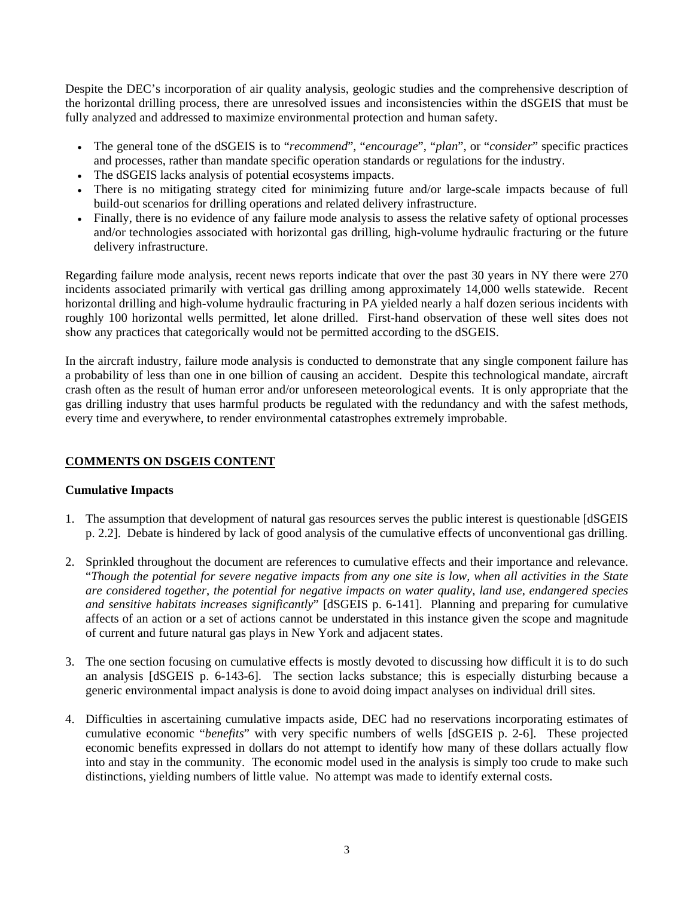Despite the DEC's incorporation of air quality analysis, geologic studies and the comprehensive description of the horizontal drilling process, there are unresolved issues and inconsistencies within the dSGEIS that must be fully analyzed and addressed to maximize environmental protection and human safety.

- The general tone of the dSGEIS is to "*recommend*", "*encourage*", "*plan*", or "*consider*" specific practices and processes, rather than mandate specific operation standards or regulations for the industry.
- The dSGEIS lacks analysis of potential ecosystems impacts.
- There is no mitigating strategy cited for minimizing future and/or large-scale impacts because of full build-out scenarios for drilling operations and related delivery infrastructure.
- Finally, there is no evidence of any failure mode analysis to assess the relative safety of optional processes and/or technologies associated with horizontal gas drilling, high-volume hydraulic fracturing or the future delivery infrastructure.

Regarding failure mode analysis, recent news reports indicate that over the past 30 years in NY there were 270 incidents associated primarily with vertical gas drilling among approximately 14,000 wells statewide. Recent horizontal drilling and high-volume hydraulic fracturing in PA yielded nearly a half dozen serious incidents with roughly 100 horizontal wells permitted, let alone drilled. First-hand observation of these well sites does not show any practices that categorically would not be permitted according to the dSGEIS.

In the aircraft industry, failure mode analysis is conducted to demonstrate that any single component failure has a probability of less than one in one billion of causing an accident. Despite this technological mandate, aircraft crash often as the result of human error and/or unforeseen meteorological events. It is only appropriate that the gas drilling industry that uses harmful products be regulated with the redundancy and with the safest methods, every time and everywhere, to render environmental catastrophes extremely improbable.

## COMMENTS ON DSGEIS CONTENT

### Cumulative Impacts

1. The assumption that development of natural gas resources serves the public interest is questionable [dSGEIS p. 2.2]. Debate is hindered by lack of good analysis of the cumulative effects of unconventional gas drilling.

2. Sprinkled throughout the document are references to cumulative effects and their importance and relevance. "*Though the potential for severe negative impacts from any one site is low, when all activities in the State are considered together, the potential for negative impacts on water quality, land use, endangered species and sensitive habitats increases significantly*" [dSGEIS p. 6-141]. Planning and preparing for cumulative affects of an action or a set of actions cannot be understated in this instance given the scope and magnitude of current and future natural gas plays in New York and adjacent states.

3. The one section focusing on cumulative effects is mostly devoted to discussing how difficult it is to do such an analysis [dSGEIS p. 6-143-6]. The section lacks substance; this is especially disturbing because a generic environmental impact analysis is done to avoid doing impact analyses on individual drill sites.

4. Difficulties in ascertaining cumulative impacts aside, DEC had no reservations incorporating estimates of cumulative economic "*benefits*" with very specific numbers of wells [dSGEIS p. 2-6]. These projected economic benefits expressed in dollars do not attempt to identify how many of these dollars actually flow into and stay in the community. The economic model used in the analysis is simply too crude to make such distinctions, yielding numbers of little value. No attempt was made to identify external costs.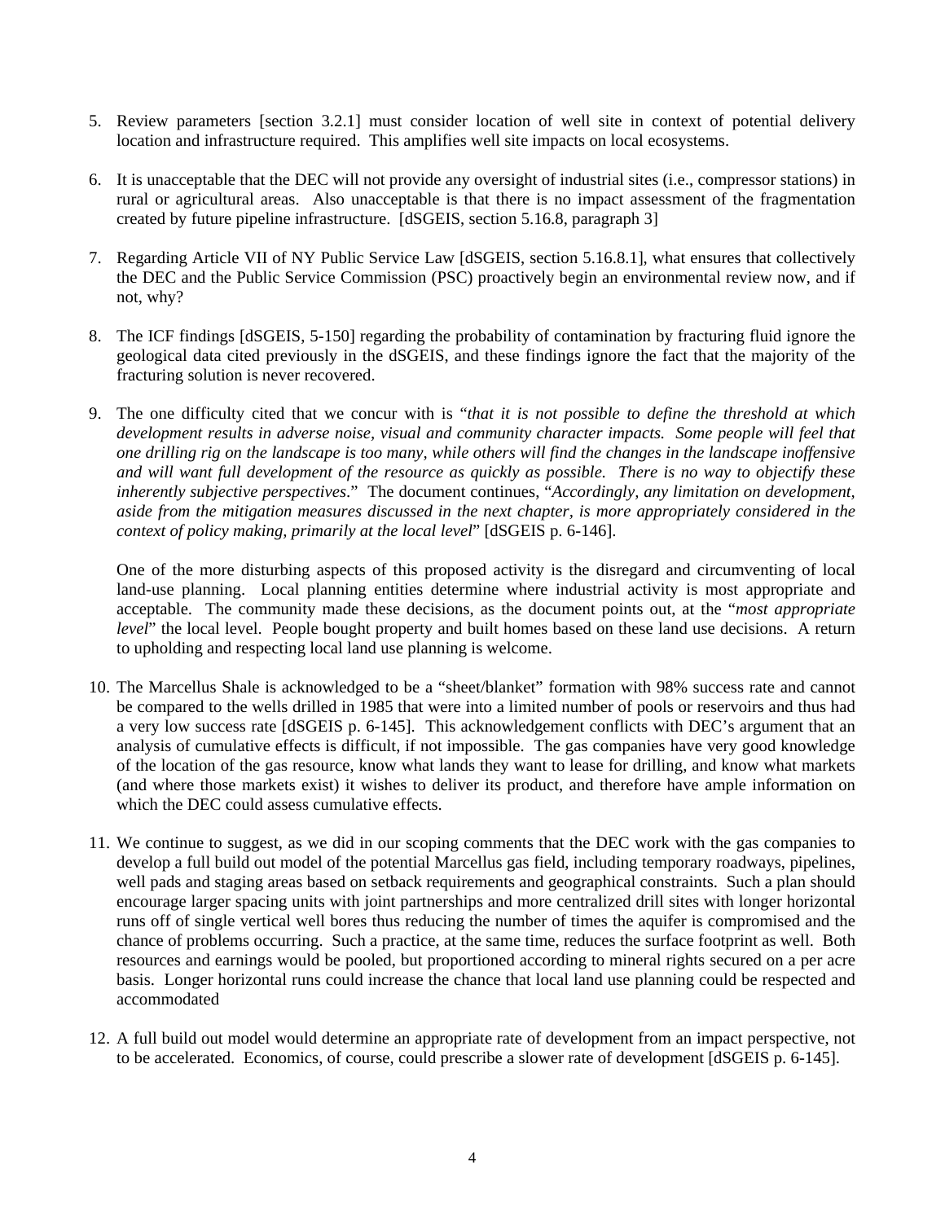5. Review parameters [section 3.2.1] must consider location of well site in context of potential delivery location and infrastructure required. This amplifies well site impacts on local ecosystems.

6. It is unacceptable that the DEC will not provide any oversight of industrial sites (i.e., compressor stations) in rural or agricultural areas. Also unacceptable is that there is no impact assessment of the fragmentation created by future pipeline infrastructure. [dSGEIS, section 5.16.8, paragraph 3]

7. Regarding Article VII of NY Public Service Law [dSGEIS, section 5.16.8.1], what ensures that collectively the DEC and the Public Service Commission (PSC) proactively begin an environmental review now, and if not, why?

8. The ICF findings [dSGEIS, 5-150] regarding the probability of contamination by fracturing fluid ignore the geological data cited previously in the dSGEIS, and these findings ignore the fact that the majority of the fracturing solution is never recovered.

9. The one difficulty cited that we concur with is "*that it is not possible to define the threshold at which development results in adverse noise, visual and community character impacts. Some people will feel that one drilling rig on the landscape is too many, while others will find the changes in the landscape inoffensive and will want full development of the resource as quickly as possible. There is no way to objectify these inherently subjective perspectives*." The document continues, "*Accordingly, any limitation on development, aside from the mitigation measures discussed in the next chapter, is more appropriately considered in the context of policy making, primarily at the local level*" [dSGEIS p. 6-146].

   One of the more disturbing aspects of this proposed activity is the disregard and circumventing of local land-use planning. Local planning entities determine where industrial activity is most appropriate and acceptable. The community made these decisions, as the document points out, at the "*most appropriate level*" the local level. People bought property and built homes based on these land use decisions. A return to upholding and respecting local land use planning is welcome.

10. The Marcellus Shale is acknowledged to be a "sheet/blanket" formation with 98% success rate and cannot be compared to the wells drilled in 1985 that were into a limited number of pools or reservoirs and thus had a very low success rate [dSGEIS p. 6-145]. This acknowledgement conflicts with DEC's argument that an analysis of cumulative effects is difficult, if not impossible. The gas companies have very good knowledge of the location of the gas resource, know what lands they want to lease for drilling, and know what markets (and where those markets exist) it wishes to deliver its product, and therefore have ample information on which the DEC could assess cumulative effects.

11. We continue to suggest, as we did in our scoping comments that the DEC work with the gas companies to develop a full build out model of the potential Marcellus gas field, including temporary roadways, pipelines, well pads and staging areas based on setback requirements and geographical constraints. Such a plan should encourage larger spacing units with joint partnerships and more centralized drill sites with longer horizontal runs off of single vertical well bores thus reducing the number of times the aquifer is compromised and the chance of problems occurring. Such a practice, at the same time, reduces the surface footprint as well. Both resources and earnings would be pooled, but proportioned according to mineral rights secured on a per acre basis. Longer horizontal runs could increase the chance that local land use planning could be respected and accommodated

12. A full build out model would determine an appropriate rate of development from an impact perspective, not to be accelerated. Economics, of course, could prescribe a slower rate of development [dSGEIS p. 6-145].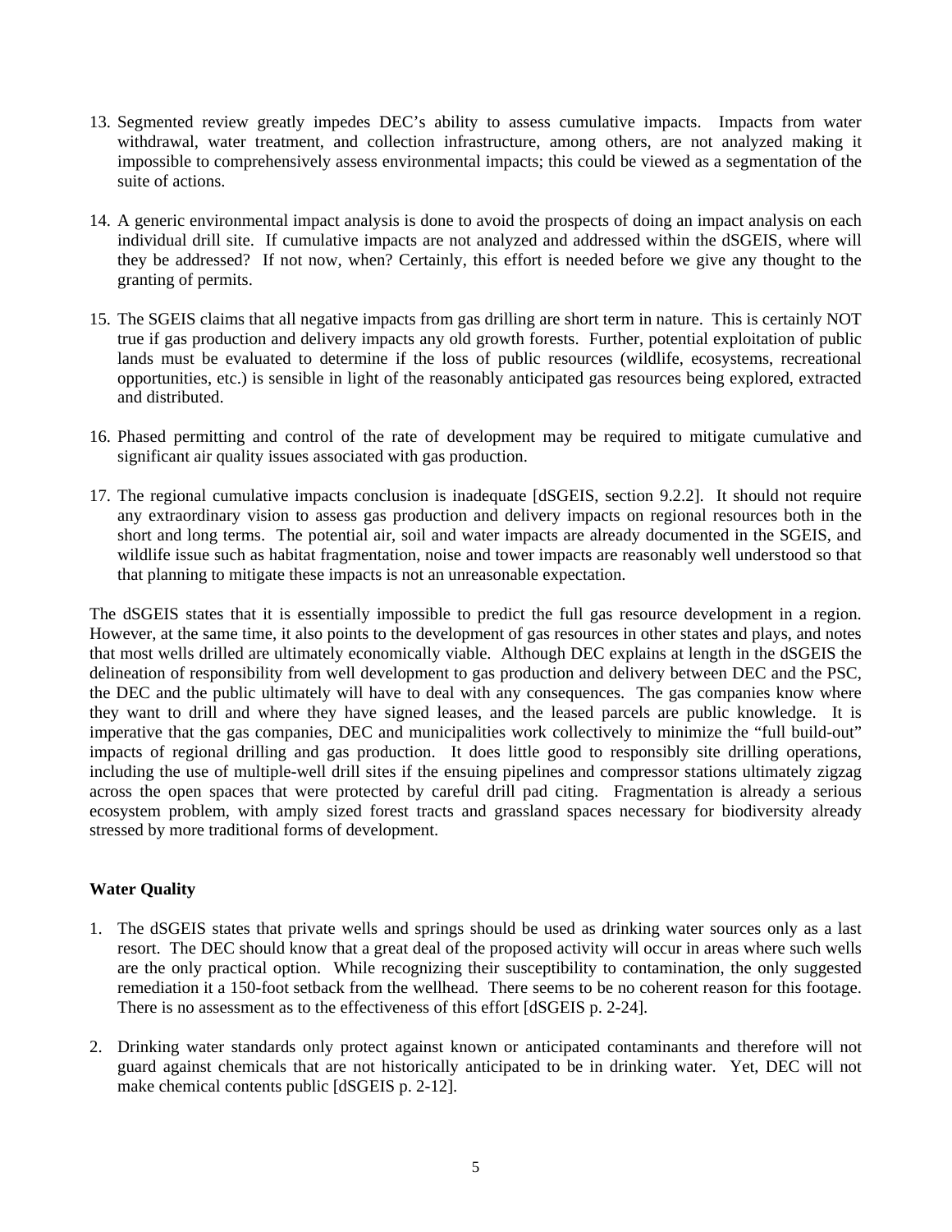13. Segmented review greatly impedes DEC's ability to assess cumulative impacts. Impacts from water withdrawal, water treatment, and collection infrastructure, among others, are not analyzed making it impossible to comprehensively assess environmental impacts; this could be viewed as a segmentation of the suite of actions.

14. A generic environmental impact analysis is done to avoid the prospects of doing an impact analysis on each individual drill site. If cumulative impacts are not analyzed and addressed within the dSGEIS, where will they be addressed? If not now, when? Certainly, this effort is needed before we give any thought to the granting of permits.

15. The SGEIS claims that all negative impacts from gas drilling are short term in nature. This is certainly NOT true if gas production and delivery impacts any old growth forests. Further, potential exploitation of public lands must be evaluated to determine if the loss of public resources (wildlife, ecosystems, recreational opportunities, etc.) is sensible in light of the reasonably anticipated gas resources being explored, extracted and distributed.

16. Phased permitting and control of the rate of development may be required to mitigate cumulative and significant air quality issues associated with gas production.

17. The regional cumulative impacts conclusion is inadequate [dSGEIS, section 9.2.2]. It should not require any extraordinary vision to assess gas production and delivery impacts on regional resources both in the short and long terms. The potential air, soil and water impacts are already documented in the SGEIS, and wildlife issue such as habitat fragmentation, noise and tower impacts are reasonably well understood so that that planning to mitigate these impacts is not an unreasonable expectation.

The dSGEIS states that it is essentially impossible to predict the full gas resource development in a region. However, at the same time, it also points to the development of gas resources in other states and plays, and notes that most wells drilled are ultimately economically viable. Although DEC explains at length in the dSGEIS the delineation of responsibility from well development to gas production and delivery between DEC and the PSC, the DEC and the public ultimately will have to deal with any consequences. The gas companies know where they want to drill and where they have signed leases, and the leased parcels are public knowledge. It is imperative that the gas companies, DEC and municipalities work collectively to minimize the "full build-out" impacts of regional drilling and gas production. It does little good to responsibly site drilling operations, including the use of multiple-well drill sites if the ensuing pipelines and compressor stations ultimately zigzag across the open spaces that were protected by careful drill pad citing. Fragmentation is already a serious ecosystem problem, with amply sized forest tracts and grassland spaces necessary for biodiversity already stressed by more traditional forms of development.

**Water Quality**

1. The dSGEIS states that private wells and springs should be used as drinking water sources only as a last resort. The DEC should know that a great deal of the proposed activity will occur in areas where such wells are the only practical option. While recognizing their susceptibility to contamination, the only suggested remediation it a 150-foot setback from the wellhead. There seems to be no coherent reason for this footage. There is no assessment as to the effectiveness of this effort [dSGEIS p. 2-24].

2. Drinking water standards only protect against known or anticipated contaminants and therefore will not guard against chemicals that are not historically anticipated to be in drinking water. Yet, DEC will not make chemical contents public [dSGEIS p. 2-12].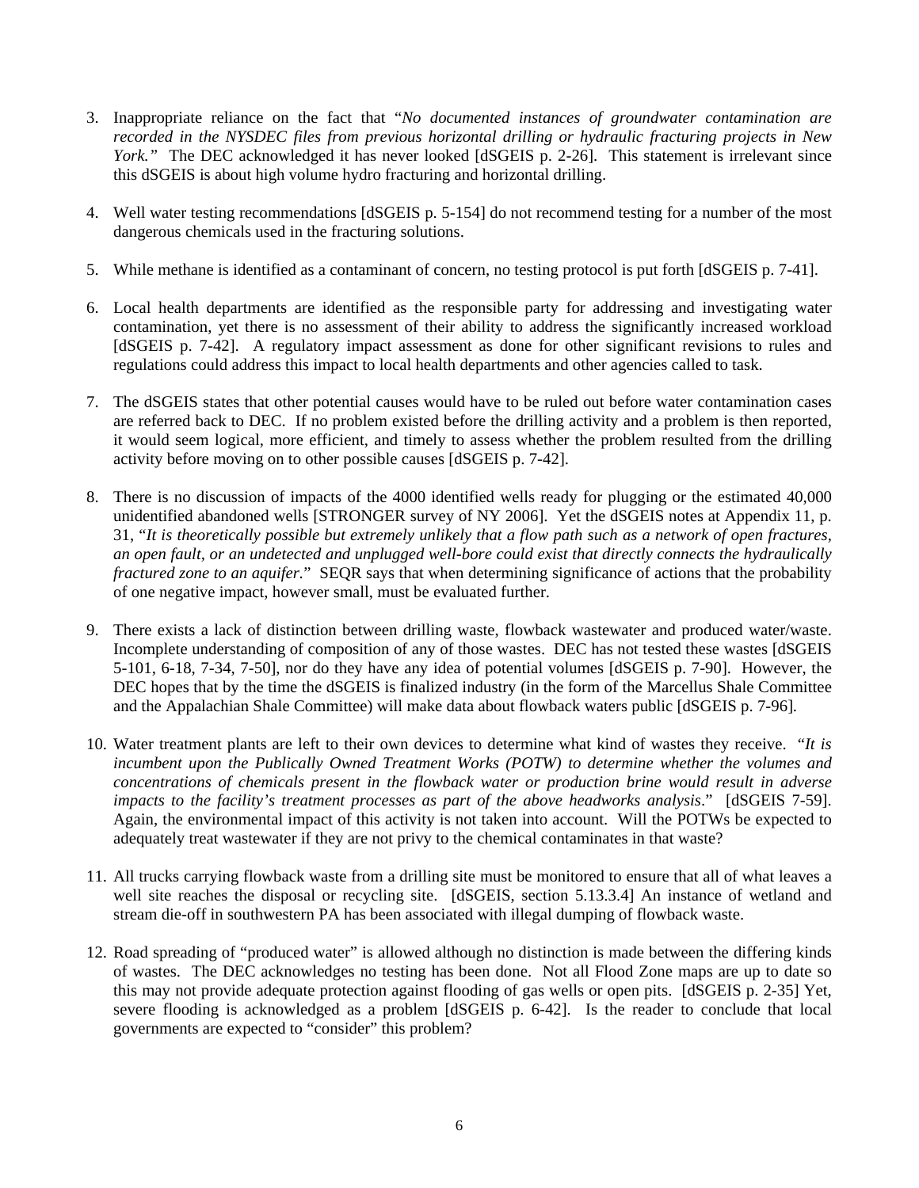3. Inappropriate reliance on the fact that "*No documented instances of groundwater contamination are recorded in the NYSDEC files from previous horizontal drilling or hydraulic fracturing projects in New York.*" The DEC acknowledged it has never looked [dSGEIS p. 2-26]. This statement is irrelevant since this dSGEIS is about high volume hydro fracturing and horizontal drilling.

4. Well water testing recommendations [dSGEIS p. 5-154] do not recommend testing for a number of the most dangerous chemicals used in the fracturing solutions.

5. While methane is identified as a contaminant of concern, no testing protocol is put forth [dSGEIS p. 7-41].

6. Local health departments are identified as the responsible party for addressing and investigating water contamination, yet there is no assessment of their ability to address the significantly increased workload [dSGEIS p. 7-42]. A regulatory impact assessment as done for other significant revisions to rules and regulations could address this impact to local health departments and other agencies called to task.

7. The dSGEIS states that other potential causes would have to be ruled out before water contamination cases are referred back to DEC. If no problem existed before the drilling activity and a problem is then reported, it would seem logical, more efficient, and timely to assess whether the problem resulted from the drilling activity before moving on to other possible causes [dSGEIS p. 7-42].

8. There is no discussion of impacts of the 4000 identified wells ready for plugging or the estimated 40,000 unidentified abandoned wells [STRONGER survey of NY 2006]. Yet the dSGEIS notes at Appendix 11, p. 31, "*It is theoretically possible but extremely unlikely that a flow path such as a network of open fractures, an open fault, or an undetected and unplugged well-bore could exist that directly connects the hydraulically fractured zone to an aquifer.*" SEQR says that when determining significance of actions that the probability of one negative impact, however small, must be evaluated further.

9. There exists a lack of distinction between drilling waste, flowback wastewater and produced water/waste. Incomplete understanding of composition of any of those wastes. DEC has not tested these wastes [dSGEIS 5-101, 6-18, 7-34, 7-50], nor do they have any idea of potential volumes [dSGEIS p. 7-90]. However, the DEC hopes that by the time the dSGEIS is finalized industry (in the form of the Marcellus Shale Committee and the Appalachian Shale Committee) will make data about flowback waters public [dSGEIS p. 7-96].

10. Water treatment plants are left to their own devices to determine what kind of wastes they receive. "*It is incumbent upon the Publically Owned Treatment Works (POTW) to determine whether the volumes and concentrations of chemicals present in the flowback water or production brine would result in adverse impacts to the facility's treatment processes as part of the above headworks analysis*." [dSGEIS 7-59]. Again, the environmental impact of this activity is not taken into account. Will the POTWs be expected to adequately treat wastewater if they are not privy to the chemical contaminates in that waste?

11. All trucks carrying flowback waste from a drilling site must be monitored to ensure that all of what leaves a well site reaches the disposal or recycling site. [dSGEIS, section 5.13.3.4] An instance of wetland and stream die-off in southwestern PA has been associated with illegal dumping of flowback waste.

12. Road spreading of "produced water" is allowed although no distinction is made between the differing kinds of wastes. The DEC acknowledges no testing has been done. Not all Flood Zone maps are up to date so this may not provide adequate protection against flooding of gas wells or open pits. [dSGEIS p. 2-35] Yet, severe flooding is acknowledged as a problem [dSGEIS p. 6-42]. Is the reader to conclude that local governments are expected to "consider" this problem?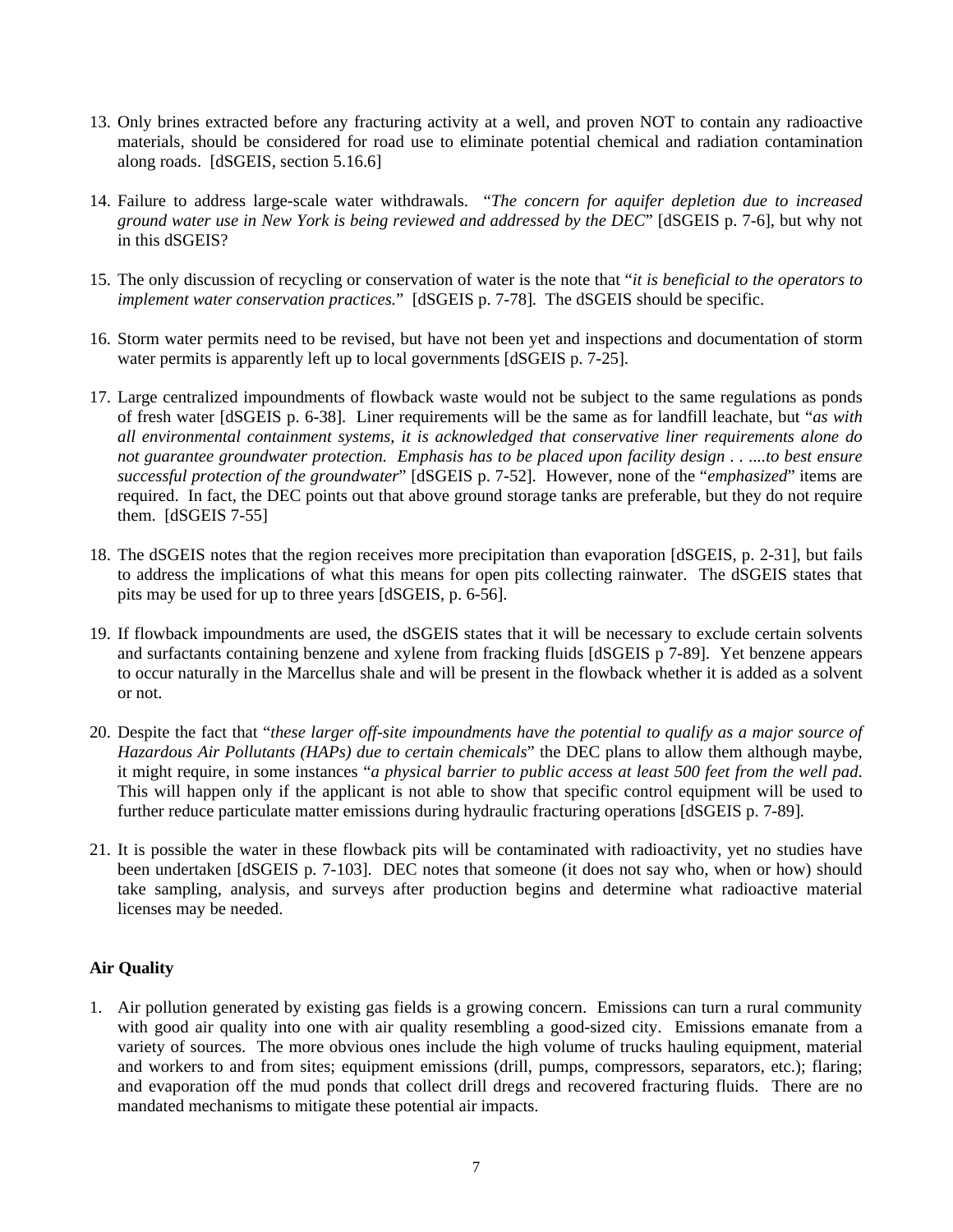13. Only brines extracted before any fracturing activity at a well, and proven NOT to contain any radioactive materials, should be considered for road use to eliminate potential chemical and radiation contamination along roads. [dSGEIS, section 5.16.6]

14. Failure to address large-scale water withdrawals. "*The concern for aquifer depletion due to increased ground water use in New York is being reviewed and addressed by the DEC*" [dSGEIS p. 7-6], but why not in this dSGEIS?

15. The only discussion of recycling or conservation of water is the note that "*it is beneficial to the operators to implement water conservation practices.*" [dSGEIS p. 7-78]. The dSGEIS should be specific.

16. Storm water permits need to be revised, but have not been yet and inspections and documentation of storm water permits is apparently left up to local governments [dSGEIS p. 7-25].

17. Large centralized impoundments of flowback waste would not be subject to the same regulations as ponds of fresh water [dSGEIS p. 6-38]. Liner requirements will be the same as for landfill leachate, but "*as with all environmental containment systems, it is acknowledged that conservative liner requirements alone do not guarantee groundwater protection. Emphasis has to be placed upon facility design . . ....to best ensure successful protection of the groundwater*" [dSGEIS p. 7-52]. However, none of the "*emphasized*" items are required. In fact, the DEC points out that above ground storage tanks are preferable, but they do not require them. [dSGEIS 7-55]

18. The dSGEIS notes that the region receives more precipitation than evaporation [dSGEIS, p. 2-31], but fails to address the implications of what this means for open pits collecting rainwater. The dSGEIS states that pits may be used for up to three years [dSGEIS, p. 6-56].

19. If flowback impoundments are used, the dSGEIS states that it will be necessary to exclude certain solvents and surfactants containing benzene and xylene from fracking fluids [dSGEIS p 7-89]. Yet benzene appears to occur naturally in the Marcellus shale and will be present in the flowback whether it is added as a solvent or not.

20. Despite the fact that "*these larger off-site impoundments have the potential to qualify as a major source of Hazardous Air Pollutants (HAPs) due to certain chemicals*" the DEC plans to allow them although maybe, it might require, in some instances "*a physical barrier to public access at least 500 feet from the well pad.* This will happen only if the applicant is not able to show that specific control equipment will be used to further reduce particulate matter emissions during hydraulic fracturing operations [dSGEIS p. 7-89].

21. It is possible the water in these flowback pits will be contaminated with radioactivity, yet no studies have been undertaken [dSGEIS p. 7-103]. DEC notes that someone (it does not say who, when or how) should take sampling, analysis, and surveys after production begins and determine what radioactive material licenses may be needed.

**Air Quality**

1. Air pollution generated by existing gas fields is a growing concern. Emissions can turn a rural community with good air quality into one with air quality resembling a good-sized city. Emissions emanate from a variety of sources. The more obvious ones include the high volume of trucks hauling equipment, material and workers to and from sites; equipment emissions (drill, pumps, compressors, separators, etc.); flaring; and evaporation off the mud ponds that collect drill dregs and recovered fracturing fluids. There are no mandated mechanisms to mitigate these potential air impacts.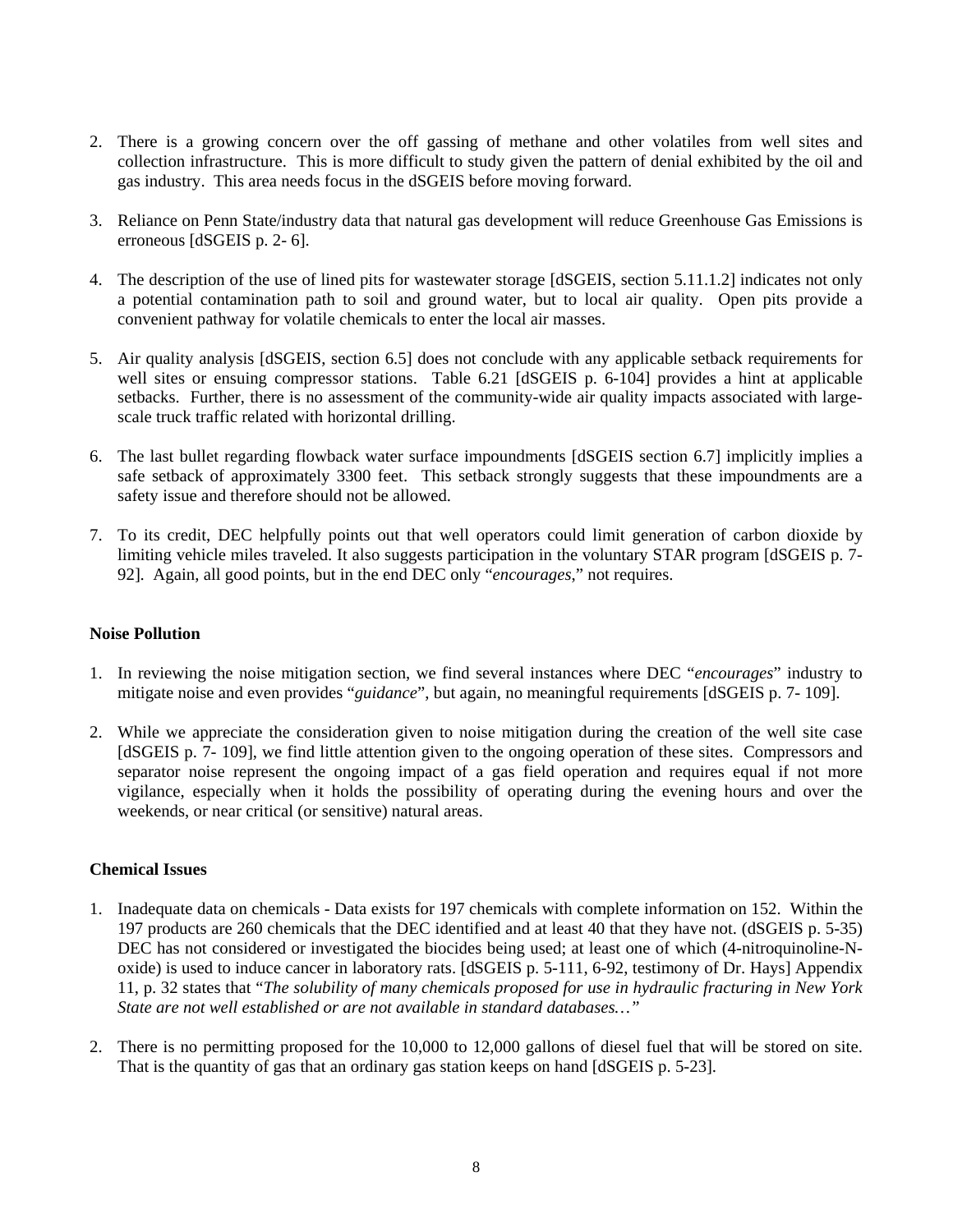2. There is a growing concern over the off gassing of methane and other volatiles from well sites and collection infrastructure. This is more difficult to study given the pattern of denial exhibited by the oil and gas industry. This area needs focus in the dSGEIS before moving forward.

3. Reliance on Penn State/industry data that natural gas development will reduce Greenhouse Gas Emissions is erroneous [dSGEIS p. 2- 6].

4. The description of the use of lined pits for wastewater storage [dSGEIS, section 5.11.1.2] indicates not only a potential contamination path to soil and ground water, but to local air quality. Open pits provide a convenient pathway for volatile chemicals to enter the local air masses.

5. Air quality analysis [dSGEIS, section 6.5] does not conclude with any applicable setback requirements for well sites or ensuing compressor stations. Table 6.21 [dSGEIS p. 6-104] provides a hint at applicable setbacks. Further, there is no assessment of the community-wide air quality impacts associated with large-scale truck traffic related with horizontal drilling.

6. The last bullet regarding flowback water surface impoundments [dSGEIS section 6.7] implicitly implies a safe setback of approximately 3300 feet. This setback strongly suggests that these impoundments are a safety issue and therefore should not be allowed.

7. To its credit, DEC helpfully points out that well operators could limit generation of carbon dioxide by limiting vehicle miles traveled. It also suggests participation in the voluntary STAR program [dSGEIS p. 7-92]. Again, all good points, but in the end DEC only "*encourages*," not requires.

**Noise Pollution**

1. In reviewing the noise mitigation section, we find several instances where DEC "*encourages*" industry to mitigate noise and even provides "*guidance*", but again, no meaningful requirements [dSGEIS p. 7- 109].

2. While we appreciate the consideration given to noise mitigation during the creation of the well site case [dSGEIS p. 7- 109], we find little attention given to the ongoing operation of these sites. Compressors and separator noise represent the ongoing impact of a gas field operation and requires equal if not more vigilance, especially when it holds the possibility of operating during the evening hours and over the weekends, or near critical (or sensitive) natural areas.

**Chemical Issues**

1. Inadequate data on chemicals - Data exists for 197 chemicals with complete information on 152. Within the 197 products are 260 chemicals that the DEC identified and at least 40 that they have not. (dSGEIS p. 5-35) DEC has not considered or investigated the biocides being used; at least one of which (4-nitroquinoline-N-oxide) is used to induce cancer in laboratory rats. [dSGEIS p. 5-111, 6-92, testimony of Dr. Hays] Appendix 11, p. 32 states that "*The solubility of many chemicals proposed for use in hydraulic fracturing in New York State are not well established or are not available in standard databases…*"

2. There is no permitting proposed for the 10,000 to 12,000 gallons of diesel fuel that will be stored on site. That is the quantity of gas that an ordinary gas station keeps on hand [dSGEIS p. 5-23].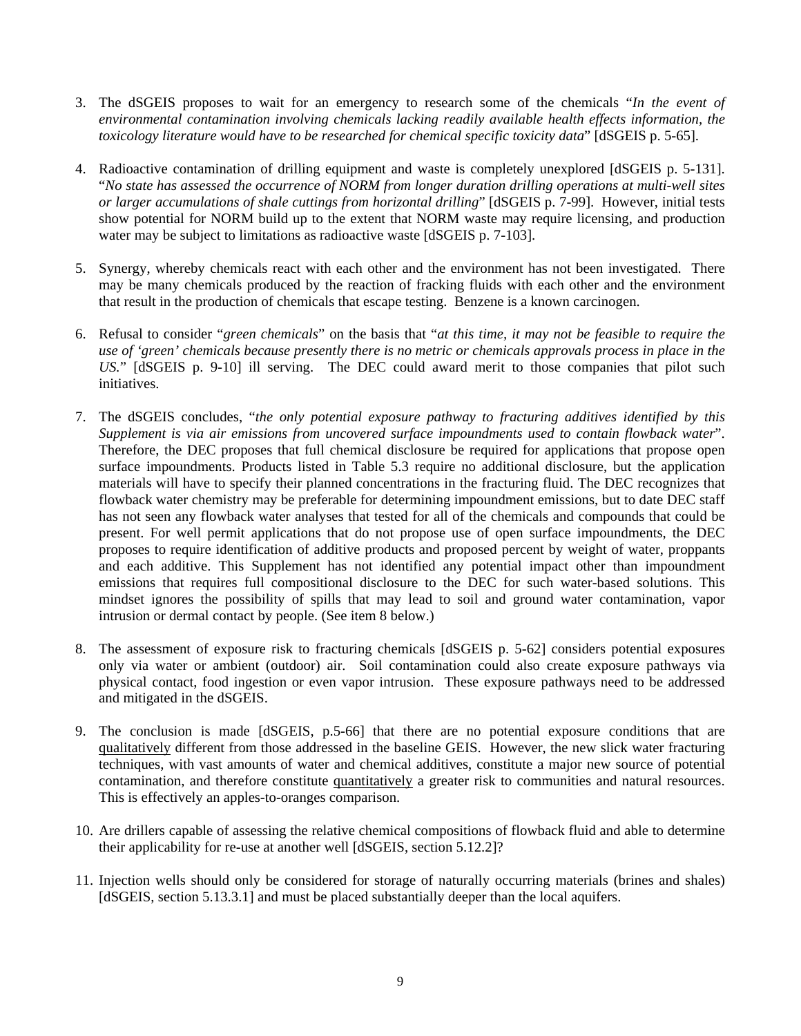3. The dSGEIS proposes to wait for an emergency to research some of the chemicals "*In the event of environmental contamination involving chemicals lacking readily available health effects information, the toxicology literature would have to be researched for chemical specific toxicity data*" [dSGEIS p. 5-65].

4. Radioactive contamination of drilling equipment and waste is completely unexplored [dSGEIS p. 5-131]. "*No state has assessed the occurrence of NORM from longer duration drilling operations at multi-well sites or larger accumulations of shale cuttings from horizontal drilling*" [dSGEIS p. 7-99]. However, initial tests show potential for NORM build up to the extent that NORM waste may require licensing, and production water may be subject to limitations as radioactive waste [dSGEIS p. 7-103].

5. Synergy, whereby chemicals react with each other and the environment has not been investigated. There may be many chemicals produced by the reaction of fracking fluids with each other and the environment that result in the production of chemicals that escape testing. Benzene is a known carcinogen.

6. Refusal to consider "*green chemicals*" on the basis that "*at this time, it may not be feasible to require the use of 'green' chemicals because presently there is no metric or chemicals approvals process in place in the US.*" [dSGEIS p. 9-10] ill serving. The DEC could award merit to those companies that pilot such initiatives.

7. The dSGEIS concludes, "*the only potential exposure pathway to fracturing additives identified by this Supplement is via air emissions from uncovered surface impoundments used to contain flowback water*". Therefore, the DEC proposes that full chemical disclosure be required for applications that propose open surface impoundments. Products listed in Table 5.3 require no additional disclosure, but the application materials will have to specify their planned concentrations in the fracturing fluid. The DEC recognizes that flowback water chemistry may be preferable for determining impoundment emissions, but to date DEC staff has not seen any flowback water analyses that tested for all of the chemicals and compounds that could be present. For well permit applications that do not propose use of open surface impoundments, the DEC proposes to require identification of additive products and proposed percent by weight of water, proppants and each additive. This Supplement has not identified any potential impact other than impoundment emissions that requires full compositional disclosure to the DEC for such water-based solutions. This mindset ignores the possibility of spills that may lead to soil and ground water contamination, vapor intrusion or dermal contact by people. (See item 8 below.)

8. The assessment of exposure risk to fracturing chemicals [dSGEIS p. 5-62] considers potential exposures only via water or ambient (outdoor) air. Soil contamination could also create exposure pathways via physical contact, food ingestion or even vapor intrusion. These exposure pathways need to be addressed and mitigated in the dSGEIS.

9. The conclusion is made [dSGEIS, p.5-66] that there are no potential exposure conditions that are <u>qualitatively</u> different from those addressed in the baseline GEIS. However, the new slick water fracturing techniques, with vast amounts of water and chemical additives, constitute a major new source of potential contamination, and therefore constitute <u>quantitatively</u> a greater risk to communities and natural resources. This is effectively an apples-to-oranges comparison.

10. Are drillers capable of assessing the relative chemical compositions of flowback fluid and able to determine their applicability for re-use at another well [dSGEIS, section 5.12.2]?

11. Injection wells should only be considered for storage of naturally occurring materials (brines and shales) [dSGEIS, section 5.13.3.1] and must be placed substantially deeper than the local aquifers.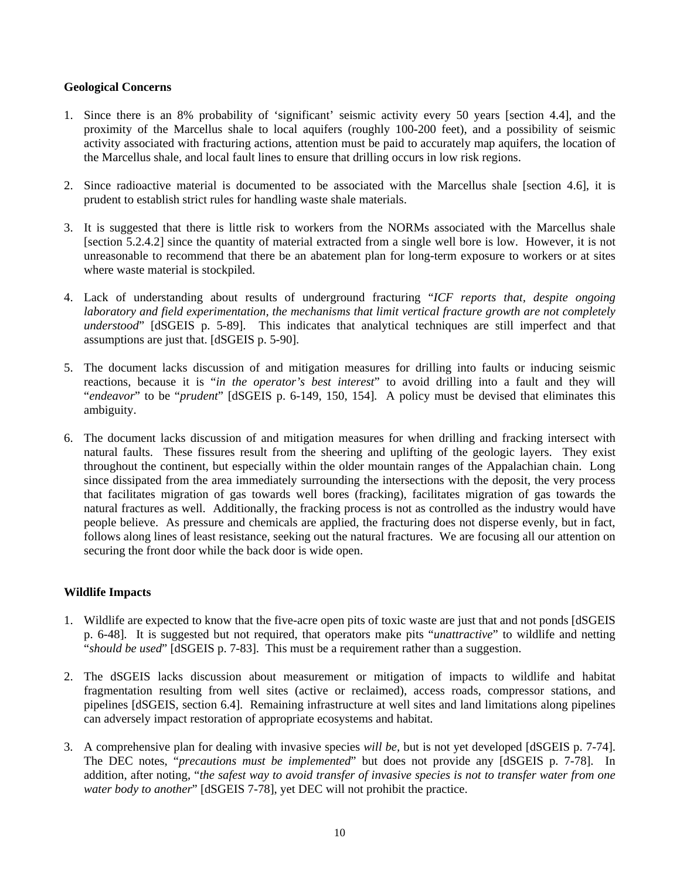**Geological Concerns**

1. Since there is an 8% probability of 'significant' seismic activity every 50 years [section 4.4], and the proximity of the Marcellus shale to local aquifers (roughly 100-200 feet), and a possibility of seismic activity associated with fracturing actions, attention must be paid to accurately map aquifers, the location of the Marcellus shale, and local fault lines to ensure that drilling occurs in low risk regions.

2. Since radioactive material is documented to be associated with the Marcellus shale [section 4.6], it is prudent to establish strict rules for handling waste shale materials.

3. It is suggested that there is little risk to workers from the NORMs associated with the Marcellus shale [section 5.2.4.2] since the quantity of material extracted from a single well bore is low. However, it is not unreasonable to recommend that there be an abatement plan for long-term exposure to workers or at sites where waste material is stockpiled.

4. Lack of understanding about results of underground fracturing "*ICF reports that, despite ongoing laboratory and field experimentation, the mechanisms that limit vertical fracture growth are not completely understood*" [dSGEIS p. 5-89]. This indicates that analytical techniques are still imperfect and that assumptions are just that. [dSGEIS p. 5-90].

5. The document lacks discussion of and mitigation measures for drilling into faults or inducing seismic reactions, because it is "*in the operator's best interest*" to avoid drilling into a fault and they will "*endeavor*" to be "*prudent*" [dSGEIS p. 6-149, 150, 154]. A policy must be devised that eliminates this ambiguity.

6. The document lacks discussion of and mitigation measures for when drilling and fracking intersect with natural faults. These fissures result from the sheering and uplifting of the geologic layers. They exist throughout the continent, but especially within the older mountain ranges of the Appalachian chain. Long since dissipated from the area immediately surrounding the intersections with the deposit, the very process that facilitates migration of gas towards well bores (fracking), facilitates migration of gas towards the natural fractures as well. Additionally, the fracking process is not as controlled as the industry would have people believe. As pressure and chemicals are applied, the fracturing does not disperse evenly, but in fact, follows along lines of least resistance, seeking out the natural fractures. We are focusing all our attention on securing the front door while the back door is wide open.

**Wildlife Impacts**

1. Wildlife are expected to know that the five-acre open pits of toxic waste are just that and not ponds [dSGEIS p. 6-48]. It is suggested but not required, that operators make pits "*unattractive*" to wildlife and netting "*should be used*" [dSGEIS p. 7-83]. This must be a requirement rather than a suggestion.

2. The dSGEIS lacks discussion about measurement or mitigation of impacts to wildlife and habitat fragmentation resulting from well sites (active or reclaimed), access roads, compressor stations, and pipelines [dSGEIS, section 6.4]. Remaining infrastructure at well sites and land limitations along pipelines can adversely impact restoration of appropriate ecosystems and habitat.

3. A comprehensive plan for dealing with invasive species *will be*, but is not yet developed [dSGEIS p. 7-74]. The DEC notes, "*precautions must be implemented*" but does not provide any [dSGEIS p. 7-78]. In addition, after noting, "*the safest way to avoid transfer of invasive species is not to transfer water from one water body to another*" [dSGEIS 7-78], yet DEC will not prohibit the practice.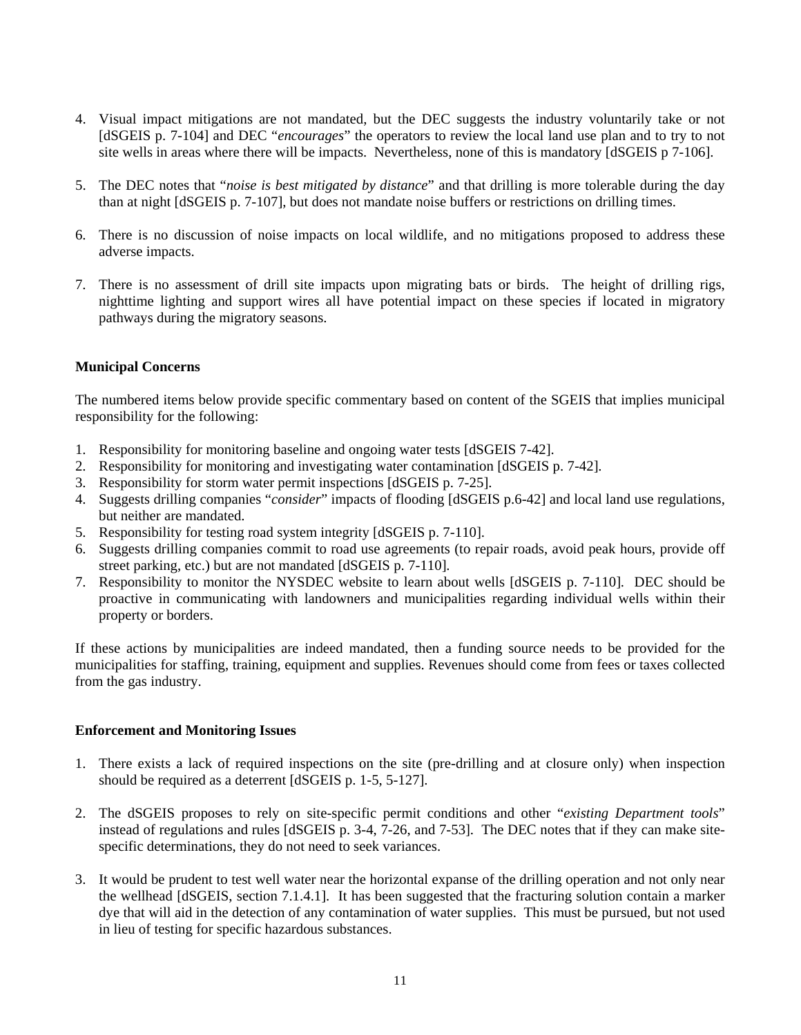4. Visual impact mitigations are not mandated, but the DEC suggests the industry voluntarily take or not [dSGEIS p. 7-104] and DEC "*encourages*" the operators to review the local land use plan and to try to not site wells in areas where there will be impacts. Nevertheless, none of this is mandatory [dSGEIS p 7-106].

5. The DEC notes that "*noise is best mitigated by distance*" and that drilling is more tolerable during the day than at night [dSGEIS p. 7-107], but does not mandate noise buffers or restrictions on drilling times.

6. There is no discussion of noise impacts on local wildlife, and no mitigations proposed to address these adverse impacts.

7. There is no assessment of drill site impacts upon migrating bats or birds. The height of drilling rigs, nighttime lighting and support wires all have potential impact on these species if located in migratory pathways during the migratory seasons.

**Municipal Concerns**

The numbered items below provide specific commentary based on content of the SGEIS that implies municipal responsibility for the following:

1. Responsibility for monitoring baseline and ongoing water tests [dSGEIS 7-42].
2. Responsibility for monitoring and investigating water contamination [dSGEIS p. 7-42].
3. Responsibility for storm water permit inspections [dSGEIS p. 7-25].
4. Suggests drilling companies "*consider*" impacts of flooding [dSGEIS p.6-42] and local land use regulations, but neither are mandated.
5. Responsibility for testing road system integrity [dSGEIS p. 7-110].
6. Suggests drilling companies commit to road use agreements (to repair roads, avoid peak hours, provide off street parking, etc.) but are not mandated [dSGEIS p. 7-110].
7. Responsibility to monitor the NYSDEC website to learn about wells [dSGEIS p. 7-110]. DEC should be proactive in communicating with landowners and municipalities regarding individual wells within their property or borders.

If these actions by municipalities are indeed mandated, then a funding source needs to be provided for the municipalities for staffing, training, equipment and supplies. Revenues should come from fees or taxes collected from the gas industry.

**Enforcement and Monitoring Issues**

1. There exists a lack of required inspections on the site (pre-drilling and at closure only) when inspection should be required as a deterrent [dSGEIS p. 1-5, 5-127].

2. The dSGEIS proposes to rely on site-specific permit conditions and other "*existing Department tools*" instead of regulations and rules [dSGEIS p. 3-4, 7-26, and 7-53]. The DEC notes that if they can make site-specific determinations, they do not need to seek variances.

3. It would be prudent to test well water near the horizontal expanse of the drilling operation and not only near the wellhead [dSGEIS, section 7.1.4.1]. It has been suggested that the fracturing solution contain a marker dye that will aid in the detection of any contamination of water supplies. This must be pursued, but not used in lieu of testing for specific hazardous substances.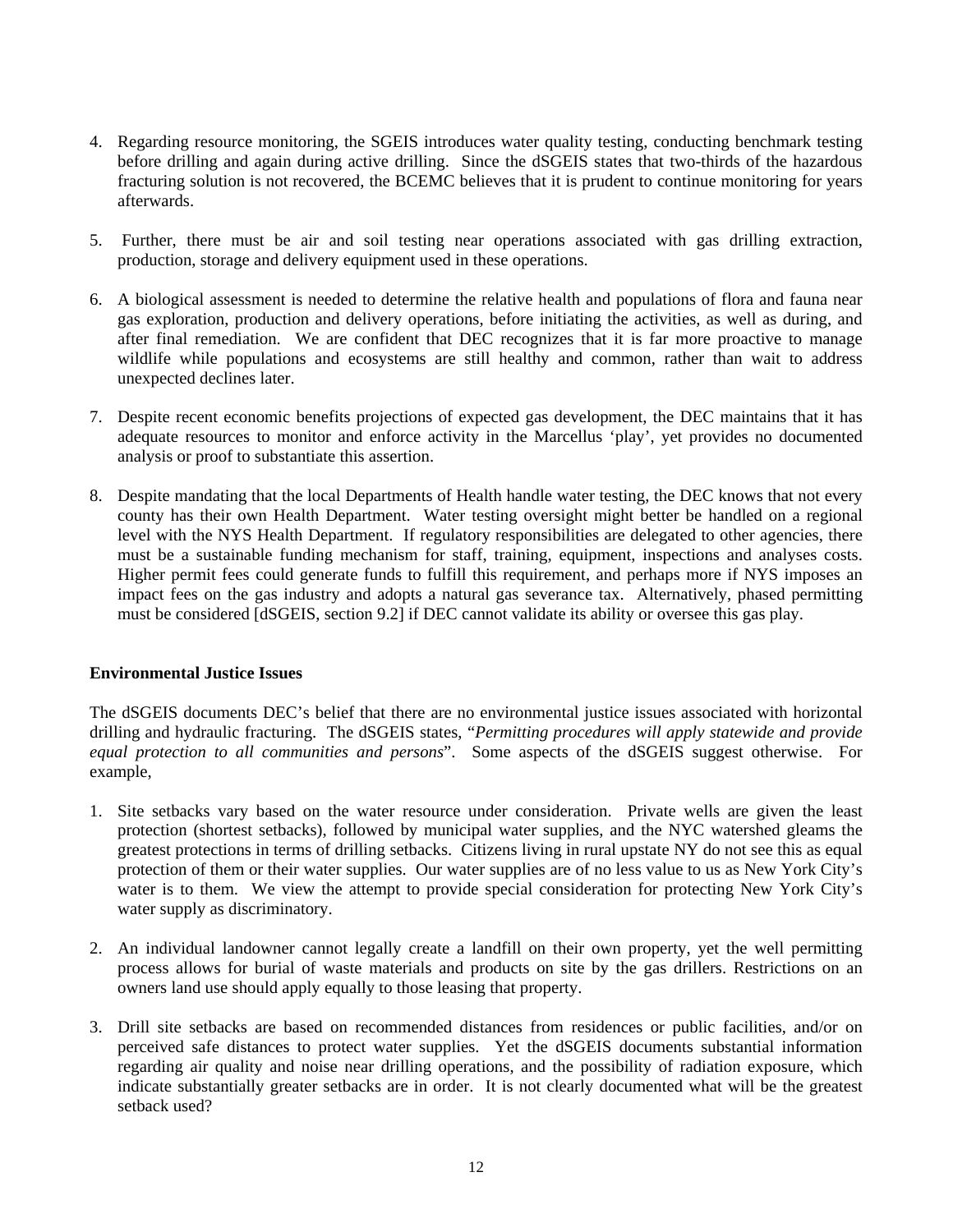4. Regarding resource monitoring, the SGEIS introduces water quality testing, conducting benchmark testing before drilling and again during active drilling. Since the dSGEIS states that two-thirds of the hazardous fracturing solution is not recovered, the BCEMC believes that it is prudent to continue monitoring for years afterwards.

5. Further, there must be air and soil testing near operations associated with gas drilling extraction, production, storage and delivery equipment used in these operations.

6. A biological assessment is needed to determine the relative health and populations of flora and fauna near gas exploration, production and delivery operations, before initiating the activities, as well as during, and after final remediation. We are confident that DEC recognizes that it is far more proactive to manage wildlife while populations and ecosystems are still healthy and common, rather than wait to address unexpected declines later.

7. Despite recent economic benefits projections of expected gas development, the DEC maintains that it has adequate resources to monitor and enforce activity in the Marcellus 'play', yet provides no documented analysis or proof to substantiate this assertion.

8. Despite mandating that the local Departments of Health handle water testing, the DEC knows that not every county has their own Health Department. Water testing oversight might better be handled on a regional level with the NYS Health Department. If regulatory responsibilities are delegated to other agencies, there must be a sustainable funding mechanism for staff, training, equipment, inspections and analyses costs. Higher permit fees could generate funds to fulfill this requirement, and perhaps more if NYS imposes an impact fees on the gas industry and adopts a natural gas severance tax. Alternatively, phased permitting must be considered [dSGEIS, section 9.2] if DEC cannot validate its ability or oversee this gas play.

**Environmental Justice Issues**

The dSGEIS documents DEC's belief that there are no environmental justice issues associated with horizontal drilling and hydraulic fracturing. The dSGEIS states, "*Permitting procedures will apply statewide and provide equal protection to all communities and persons*". Some aspects of the dSGEIS suggest otherwise. For example,

1. Site setbacks vary based on the water resource under consideration. Private wells are given the least protection (shortest setbacks), followed by municipal water supplies, and the NYC watershed gleams the greatest protections in terms of drilling setbacks. Citizens living in rural upstate NY do not see this as equal protection of them or their water supplies. Our water supplies are of no less value to us as New York City's water is to them. We view the attempt to provide special consideration for protecting New York City's water supply as discriminatory.

2. An individual landowner cannot legally create a landfill on their own property, yet the well permitting process allows for burial of waste materials and products on site by the gas drillers. Restrictions on an owners land use should apply equally to those leasing that property.

3. Drill site setbacks are based on recommended distances from residences or public facilities, and/or on perceived safe distances to protect water supplies. Yet the dSGEIS documents substantial information regarding air quality and noise near drilling operations, and the possibility of radiation exposure, which indicate substantially greater setbacks are in order. It is not clearly documented what will be the greatest setback used?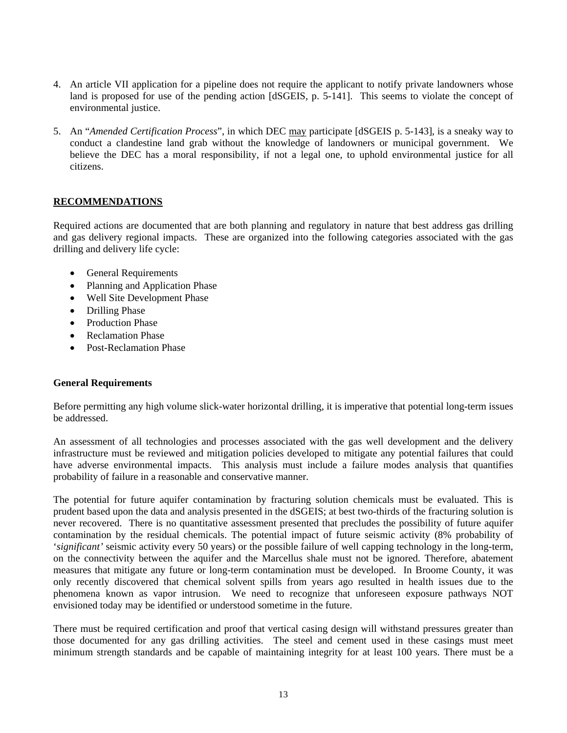4. An article VII application for a pipeline does not require the applicant to notify private landowners whose land is proposed for use of the pending action [dSGEIS, p. 5-141]. This seems to violate the concept of environmental justice.

5. An "*Amended Certification Process*", in which DEC may participate [dSGEIS p. 5-143], is a sneaky way to conduct a clandestine land grab without the knowledge of landowners or municipal government. We believe the DEC has a moral responsibility, if not a legal one, to uphold environmental justice for all citizens.

## RECOMMENDATIONS

Required actions are documented that are both planning and regulatory in nature that best address gas drilling and gas delivery regional impacts. These are organized into the following categories associated with the gas drilling and delivery life cycle:

- General Requirements
- Planning and Application Phase
- Well Site Development Phase
- Drilling Phase
- Production Phase
- Reclamation Phase
- Post-Reclamation Phase

### General Requirements

Before permitting any high volume slick-water horizontal drilling, it is imperative that potential long-term issues be addressed.

An assessment of all technologies and processes associated with the gas well development and the delivery infrastructure must be reviewed and mitigation policies developed to mitigate any potential failures that could have adverse environmental impacts. This analysis must include a failure modes analysis that quantifies probability of failure in a reasonable and conservative manner.

The potential for future aquifer contamination by fracturing solution chemicals must be evaluated. This is prudent based upon the data and analysis presented in the dSGEIS; at best two-thirds of the fracturing solution is never recovered. There is no quantitative assessment presented that precludes the possibility of future aquifer contamination by the residual chemicals. The potential impact of future seismic activity (8% probability of '*significant'* seismic activity every 50 years) or the possible failure of well capping technology in the long-term, on the connectivity between the aquifer and the Marcellus shale must not be ignored. Therefore, abatement measures that mitigate any future or long-term contamination must be developed. In Broome County, it was only recently discovered that chemical solvent spills from years ago resulted in health issues due to the phenomena known as vapor intrusion. We need to recognize that unforeseen exposure pathways NOT envisioned today may be identified or understood sometime in the future.

There must be required certification and proof that vertical casing design will withstand pressures greater than those documented for any gas drilling activities. The steel and cement used in these casings must meet minimum strength standards and be capable of maintaining integrity for at least 100 years. There must be a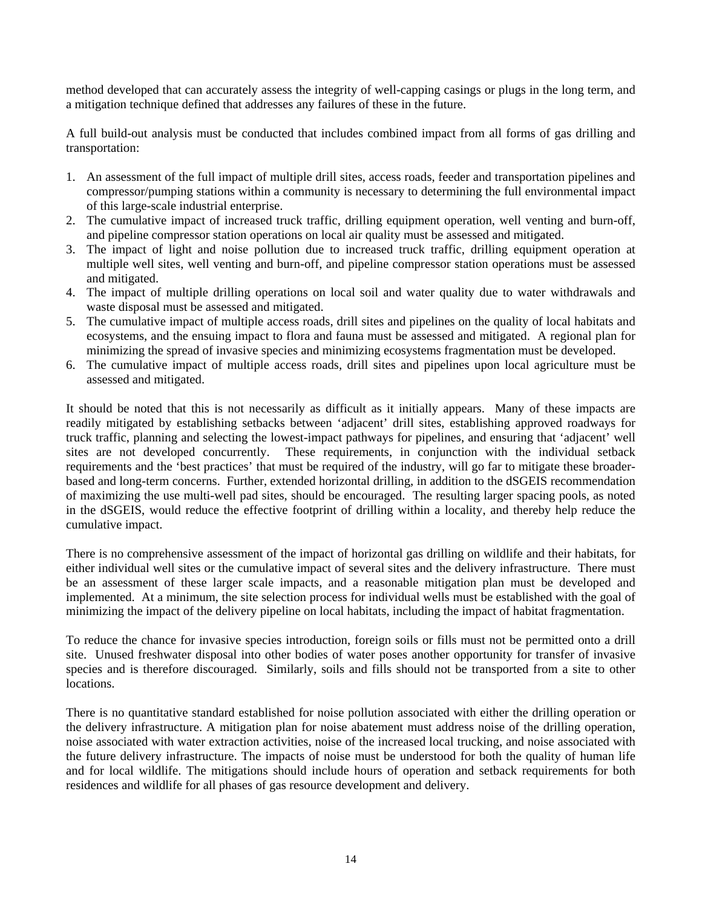method developed that can accurately assess the integrity of well-capping casings or plugs in the long term, and a mitigation technique defined that addresses any failures of these in the future.

A full build-out analysis must be conducted that includes combined impact from all forms of gas drilling and transportation:

1. An assessment of the full impact of multiple drill sites, access roads, feeder and transportation pipelines and compressor/pumping stations within a community is necessary to determining the full environmental impact of this large-scale industrial enterprise.
2. The cumulative impact of increased truck traffic, drilling equipment operation, well venting and burn-off, and pipeline compressor station operations on local air quality must be assessed and mitigated.
3. The impact of light and noise pollution due to increased truck traffic, drilling equipment operation at multiple well sites, well venting and burn-off, and pipeline compressor station operations must be assessed and mitigated.
4. The impact of multiple drilling operations on local soil and water quality due to water withdrawals and waste disposal must be assessed and mitigated.
5. The cumulative impact of multiple access roads, drill sites and pipelines on the quality of local habitats and ecosystems, and the ensuing impact to flora and fauna must be assessed and mitigated. A regional plan for minimizing the spread of invasive species and minimizing ecosystems fragmentation must be developed.
6. The cumulative impact of multiple access roads, drill sites and pipelines upon local agriculture must be assessed and mitigated.

It should be noted that this is not necessarily as difficult as it initially appears. Many of these impacts are readily mitigated by establishing setbacks between 'adjacent' drill sites, establishing approved roadways for truck traffic, planning and selecting the lowest-impact pathways for pipelines, and ensuring that 'adjacent' well sites are not developed concurrently. These requirements, in conjunction with the individual setback requirements and the 'best practices' that must be required of the industry, will go far to mitigate these broader-based and long-term concerns. Further, extended horizontal drilling, in addition to the dSGEIS recommendation of maximizing the use multi-well pad sites, should be encouraged. The resulting larger spacing pools, as noted in the dSGEIS, would reduce the effective footprint of drilling within a locality, and thereby help reduce the cumulative impact.

There is no comprehensive assessment of the impact of horizontal gas drilling on wildlife and their habitats, for either individual well sites or the cumulative impact of several sites and the delivery infrastructure. There must be an assessment of these larger scale impacts, and a reasonable mitigation plan must be developed and implemented. At a minimum, the site selection process for individual wells must be established with the goal of minimizing the impact of the delivery pipeline on local habitats, including the impact of habitat fragmentation.

To reduce the chance for invasive species introduction, foreign soils or fills must not be permitted onto a drill site. Unused freshwater disposal into other bodies of water poses another opportunity for transfer of invasive species and is therefore discouraged. Similarly, soils and fills should not be transported from a site to other locations.

There is no quantitative standard established for noise pollution associated with either the drilling operation or the delivery infrastructure. A mitigation plan for noise abatement must address noise of the drilling operation, noise associated with water extraction activities, noise of the increased local trucking, and noise associated with the future delivery infrastructure. The impacts of noise must be understood for both the quality of human life and for local wildlife. The mitigations should include hours of operation and setback requirements for both residences and wildlife for all phases of gas resource development and delivery.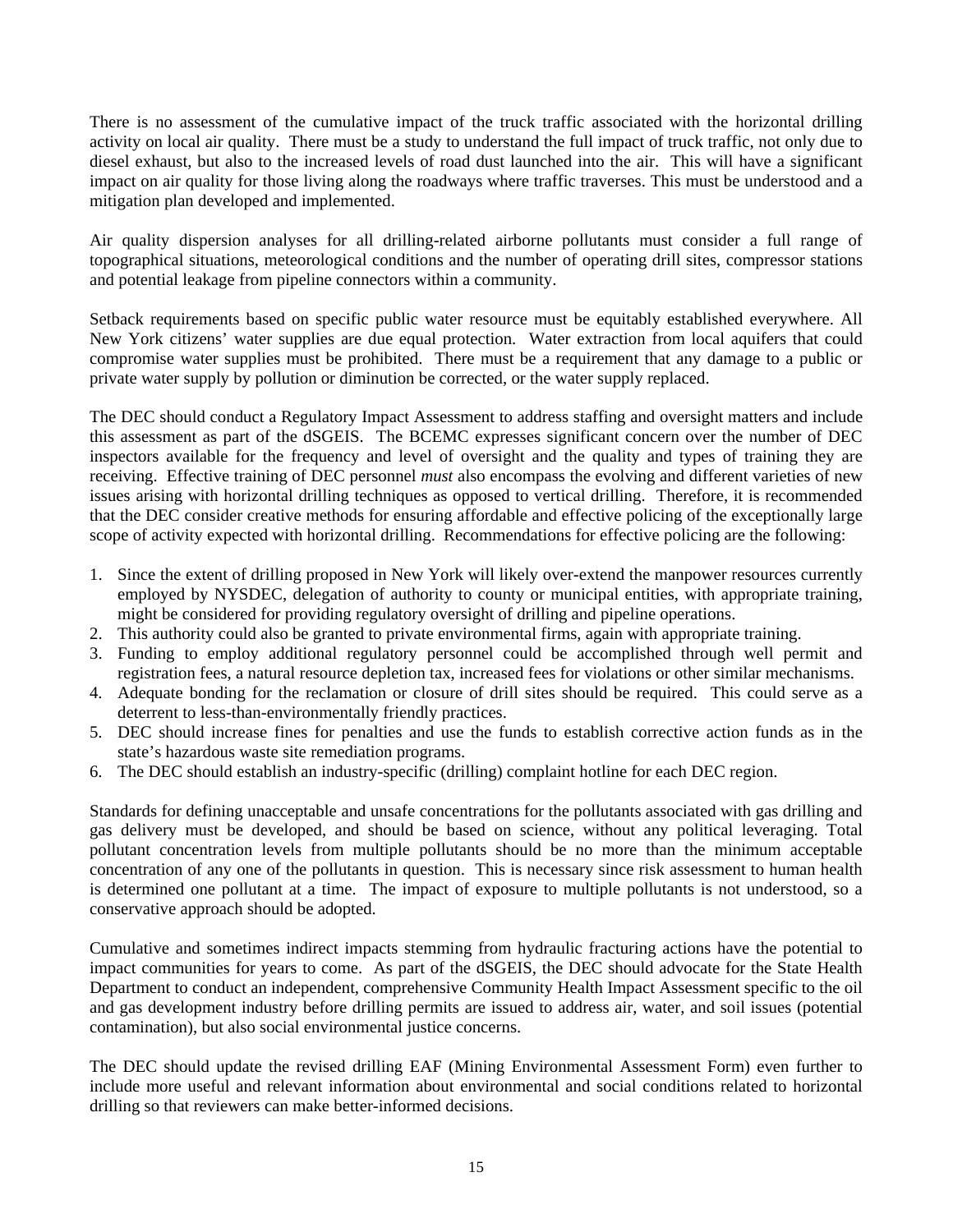There is no assessment of the cumulative impact of the truck traffic associated with the horizontal drilling activity on local air quality. There must be a study to understand the full impact of truck traffic, not only due to diesel exhaust, but also to the increased levels of road dust launched into the air. This will have a significant impact on air quality for those living along the roadways where traffic traverses. This must be understood and a mitigation plan developed and implemented.

Air quality dispersion analyses for all drilling-related airborne pollutants must consider a full range of topographical situations, meteorological conditions and the number of operating drill sites, compressor stations and potential leakage from pipeline connectors within a community.

Setback requirements based on specific public water resource must be equitably established everywhere. All New York citizens' water supplies are due equal protection. Water extraction from local aquifers that could compromise water supplies must be prohibited. There must be a requirement that any damage to a public or private water supply by pollution or diminution be corrected, or the water supply replaced.

The DEC should conduct a Regulatory Impact Assessment to address staffing and oversight matters and include this assessment as part of the dSGEIS. The BCEMC expresses significant concern over the number of DEC inspectors available for the frequency and level of oversight and the quality and types of training they are receiving. Effective training of DEC personnel *must* also encompass the evolving and different varieties of new issues arising with horizontal drilling techniques as opposed to vertical drilling. Therefore, it is recommended that the DEC consider creative methods for ensuring affordable and effective policing of the exceptionally large scope of activity expected with horizontal drilling. Recommendations for effective policing are the following:

1. Since the extent of drilling proposed in New York will likely over-extend the manpower resources currently employed by NYSDEC, delegation of authority to county or municipal entities, with appropriate training, might be considered for providing regulatory oversight of drilling and pipeline operations.
2. This authority could also be granted to private environmental firms, again with appropriate training.
3. Funding to employ additional regulatory personnel could be accomplished through well permit and registration fees, a natural resource depletion tax, increased fees for violations or other similar mechanisms.
4. Adequate bonding for the reclamation or closure of drill sites should be required. This could serve as a deterrent to less-than-environmentally friendly practices.
5. DEC should increase fines for penalties and use the funds to establish corrective action funds as in the state's hazardous waste site remediation programs.
6. The DEC should establish an industry-specific (drilling) complaint hotline for each DEC region.

Standards for defining unacceptable and unsafe concentrations for the pollutants associated with gas drilling and gas delivery must be developed, and should be based on science, without any political leveraging. Total pollutant concentration levels from multiple pollutants should be no more than the minimum acceptable concentration of any one of the pollutants in question. This is necessary since risk assessment to human health is determined one pollutant at a time. The impact of exposure to multiple pollutants is not understood, so a conservative approach should be adopted.

Cumulative and sometimes indirect impacts stemming from hydraulic fracturing actions have the potential to impact communities for years to come. As part of the dSGEIS, the DEC should advocate for the State Health Department to conduct an independent, comprehensive Community Health Impact Assessment specific to the oil and gas development industry before drilling permits are issued to address air, water, and soil issues (potential contamination), but also social environmental justice concerns.

The DEC should update the revised drilling EAF (Mining Environmental Assessment Form) even further to include more useful and relevant information about environmental and social conditions related to horizontal drilling so that reviewers can make better-informed decisions.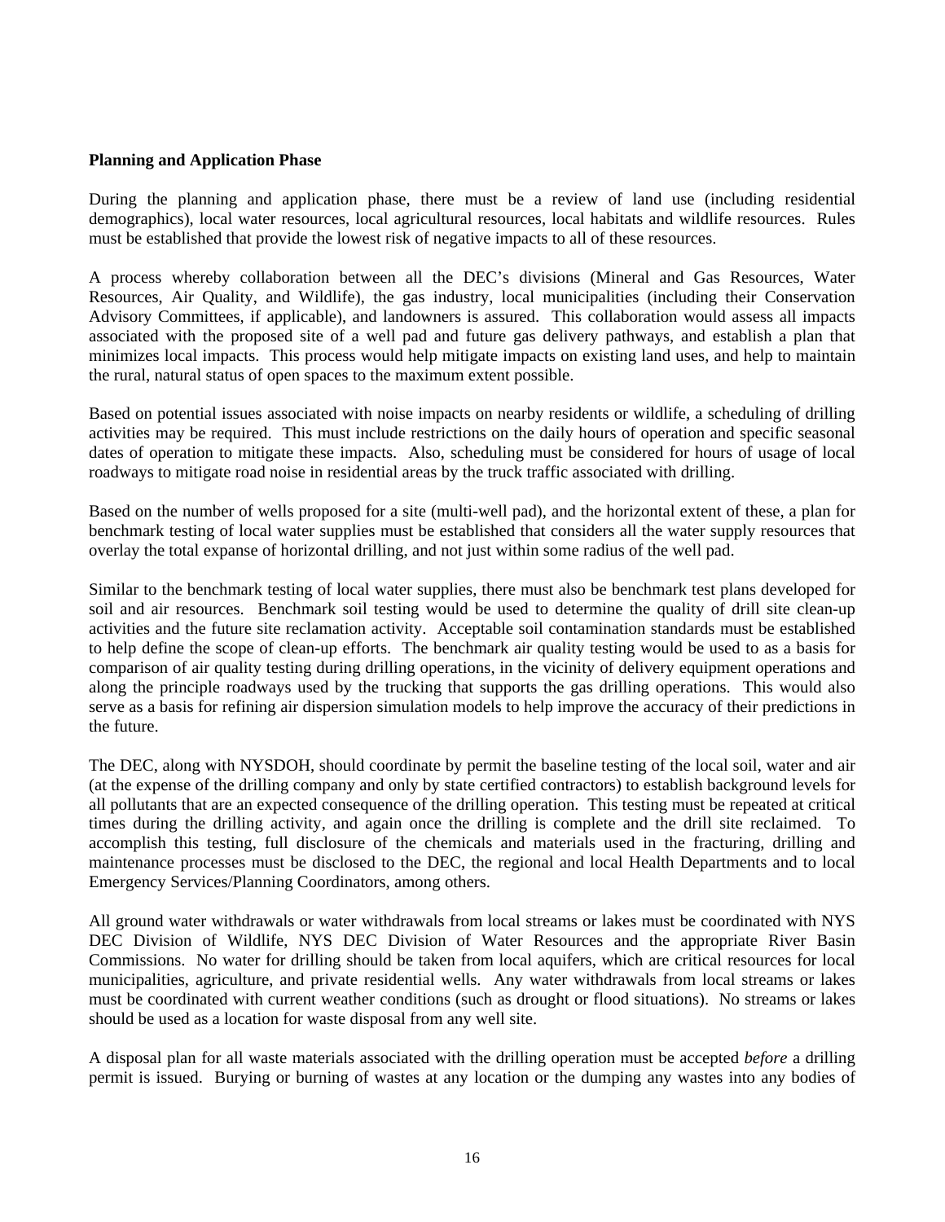**Planning and Application Phase**

During the planning and application phase, there must be a review of land use (including residential demographics), local water resources, local agricultural resources, local habitats and wildlife resources. Rules must be established that provide the lowest risk of negative impacts to all of these resources.

A process whereby collaboration between all the DEC's divisions (Mineral and Gas Resources, Water Resources, Air Quality, and Wildlife), the gas industry, local municipalities (including their Conservation Advisory Committees, if applicable), and landowners is assured. This collaboration would assess all impacts associated with the proposed site of a well pad and future gas delivery pathways, and establish a plan that minimizes local impacts. This process would help mitigate impacts on existing land uses, and help to maintain the rural, natural status of open spaces to the maximum extent possible.

Based on potential issues associated with noise impacts on nearby residents or wildlife, a scheduling of drilling activities may be required. This must include restrictions on the daily hours of operation and specific seasonal dates of operation to mitigate these impacts. Also, scheduling must be considered for hours of usage of local roadways to mitigate road noise in residential areas by the truck traffic associated with drilling.

Based on the number of wells proposed for a site (multi-well pad), and the horizontal extent of these, a plan for benchmark testing of local water supplies must be established that considers all the water supply resources that overlay the total expanse of horizontal drilling, and not just within some radius of the well pad.

Similar to the benchmark testing of local water supplies, there must also be benchmark test plans developed for soil and air resources. Benchmark soil testing would be used to determine the quality of drill site clean-up activities and the future site reclamation activity. Acceptable soil contamination standards must be established to help define the scope of clean-up efforts. The benchmark air quality testing would be used to as a basis for comparison of air quality testing during drilling operations, in the vicinity of delivery equipment operations and along the principle roadways used by the trucking that supports the gas drilling operations. This would also serve as a basis for refining air dispersion simulation models to help improve the accuracy of their predictions in the future.

The DEC, along with NYSDOH, should coordinate by permit the baseline testing of the local soil, water and air (at the expense of the drilling company and only by state certified contractors) to establish background levels for all pollutants that are an expected consequence of the drilling operation. This testing must be repeated at critical times during the drilling activity, and again once the drilling is complete and the drill site reclaimed. To accomplish this testing, full disclosure of the chemicals and materials used in the fracturing, drilling and maintenance processes must be disclosed to the DEC, the regional and local Health Departments and to local Emergency Services/Planning Coordinators, among others.

All ground water withdrawals or water withdrawals from local streams or lakes must be coordinated with NYS DEC Division of Wildlife, NYS DEC Division of Water Resources and the appropriate River Basin Commissions. No water for drilling should be taken from local aquifers, which are critical resources for local municipalities, agriculture, and private residential wells. Any water withdrawals from local streams or lakes must be coordinated with current weather conditions (such as drought or flood situations). No streams or lakes should be used as a location for waste disposal from any well site.

A disposal plan for all waste materials associated with the drilling operation must be accepted *before* a drilling permit is issued. Burying or burning of wastes at any location or the dumping any wastes into any bodies of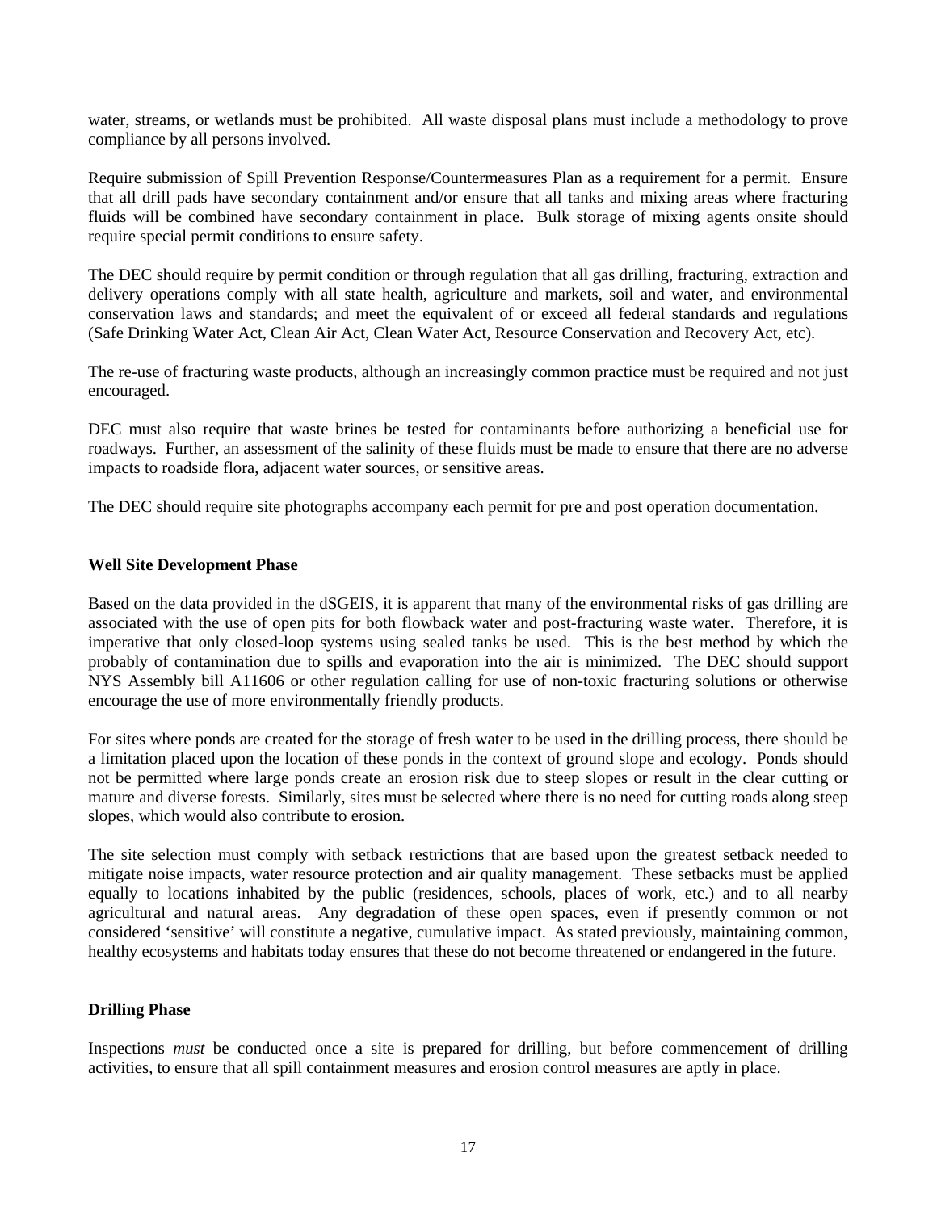water, streams, or wetlands must be prohibited. All waste disposal plans must include a methodology to prove compliance by all persons involved.

Require submission of Spill Prevention Response/Countermeasures Plan as a requirement for a permit. Ensure that all drill pads have secondary containment and/or ensure that all tanks and mixing areas where fracturing fluids will be combined have secondary containment in place. Bulk storage of mixing agents onsite should require special permit conditions to ensure safety.

The DEC should require by permit condition or through regulation that all gas drilling, fracturing, extraction and delivery operations comply with all state health, agriculture and markets, soil and water, and environmental conservation laws and standards; and meet the equivalent of or exceed all federal standards and regulations (Safe Drinking Water Act, Clean Air Act, Clean Water Act, Resource Conservation and Recovery Act, etc).

The re-use of fracturing waste products, although an increasingly common practice must be required and not just encouraged.

DEC must also require that waste brines be tested for contaminants before authorizing a beneficial use for roadways. Further, an assessment of the salinity of these fluids must be made to ensure that there are no adverse impacts to roadside flora, adjacent water sources, or sensitive areas.

The DEC should require site photographs accompany each permit for pre and post operation documentation.

**Well Site Development Phase**

Based on the data provided in the dSGEIS, it is apparent that many of the environmental risks of gas drilling are associated with the use of open pits for both flowback water and post-fracturing waste water. Therefore, it is imperative that only closed-loop systems using sealed tanks be used. This is the best method by which the probably of contamination due to spills and evaporation into the air is minimized. The DEC should support NYS Assembly bill A11606 or other regulation calling for use of non-toxic fracturing solutions or otherwise encourage the use of more environmentally friendly products.

For sites where ponds are created for the storage of fresh water to be used in the drilling process, there should be a limitation placed upon the location of these ponds in the context of ground slope and ecology. Ponds should not be permitted where large ponds create an erosion risk due to steep slopes or result in the clear cutting or mature and diverse forests. Similarly, sites must be selected where there is no need for cutting roads along steep slopes, which would also contribute to erosion.

The site selection must comply with setback restrictions that are based upon the greatest setback needed to mitigate noise impacts, water resource protection and air quality management. These setbacks must be applied equally to locations inhabited by the public (residences, schools, places of work, etc.) and to all nearby agricultural and natural areas. Any degradation of these open spaces, even if presently common or not considered 'sensitive' will constitute a negative, cumulative impact. As stated previously, maintaining common, healthy ecosystems and habitats today ensures that these do not become threatened or endangered in the future.

**Drilling Phase**

Inspections *must* be conducted once a site is prepared for drilling, but before commencement of drilling activities, to ensure that all spill containment measures and erosion control measures are aptly in place.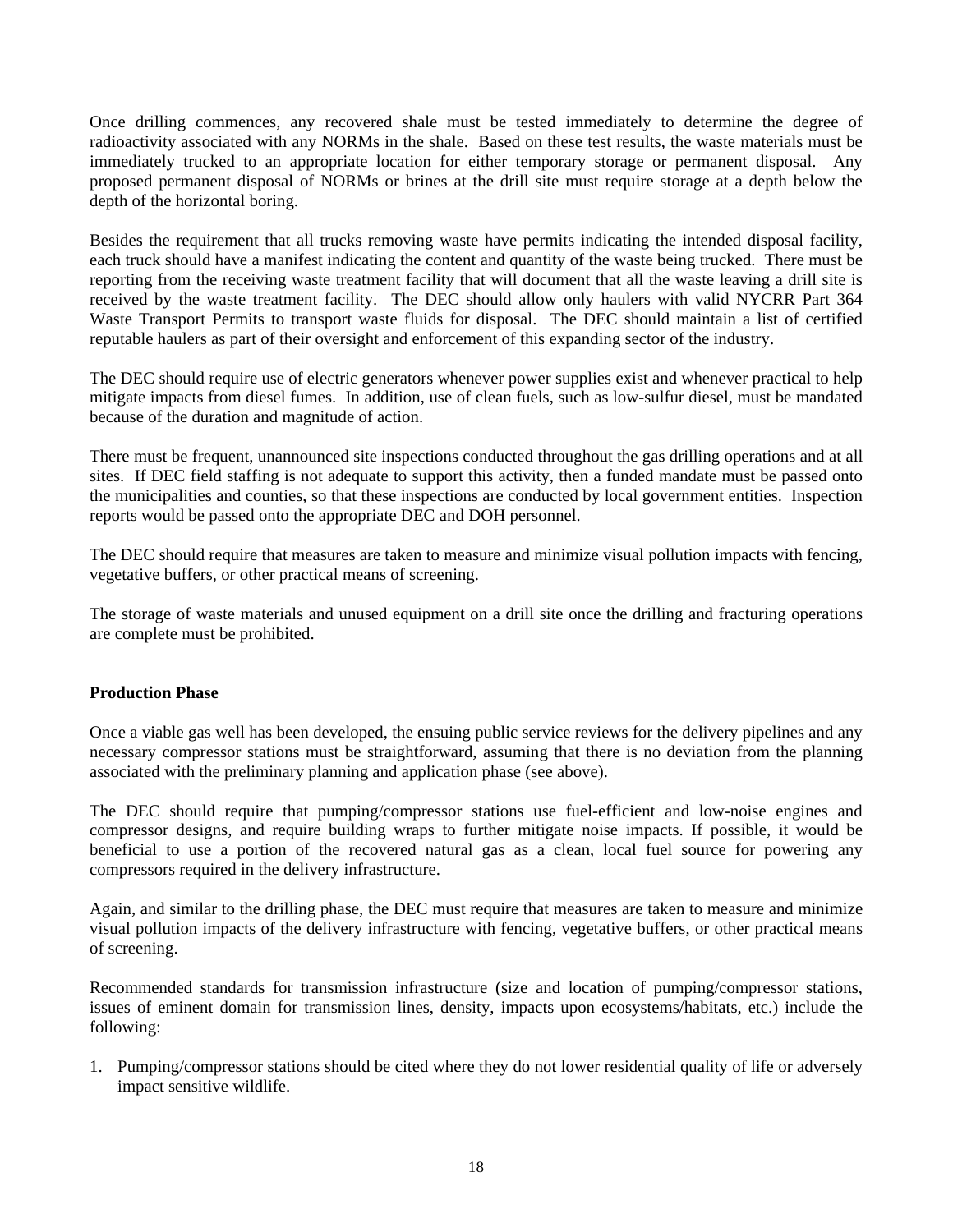Once drilling commences, any recovered shale must be tested immediately to determine the degree of radioactivity associated with any NORMs in the shale. Based on these test results, the waste materials must be immediately trucked to an appropriate location for either temporary storage or permanent disposal. Any proposed permanent disposal of NORMs or brines at the drill site must require storage at a depth below the depth of the horizontal boring.

Besides the requirement that all trucks removing waste have permits indicating the intended disposal facility, each truck should have a manifest indicating the content and quantity of the waste being trucked. There must be reporting from the receiving waste treatment facility that will document that all the waste leaving a drill site is received by the waste treatment facility. The DEC should allow only haulers with valid NYCRR Part 364 Waste Transport Permits to transport waste fluids for disposal. The DEC should maintain a list of certified reputable haulers as part of their oversight and enforcement of this expanding sector of the industry.

The DEC should require use of electric generators whenever power supplies exist and whenever practical to help mitigate impacts from diesel fumes. In addition, use of clean fuels, such as low-sulfur diesel, must be mandated because of the duration and magnitude of action.

There must be frequent, unannounced site inspections conducted throughout the gas drilling operations and at all sites. If DEC field staffing is not adequate to support this activity, then a funded mandate must be passed onto the municipalities and counties, so that these inspections are conducted by local government entities. Inspection reports would be passed onto the appropriate DEC and DOH personnel.

The DEC should require that measures are taken to measure and minimize visual pollution impacts with fencing, vegetative buffers, or other practical means of screening.

The storage of waste materials and unused equipment on a drill site once the drilling and fracturing operations are complete must be prohibited.

**Production Phase**

Once a viable gas well has been developed, the ensuing public service reviews for the delivery pipelines and any necessary compressor stations must be straightforward, assuming that there is no deviation from the planning associated with the preliminary planning and application phase (see above).

The DEC should require that pumping/compressor stations use fuel-efficient and low-noise engines and compressor designs, and require building wraps to further mitigate noise impacts. If possible, it would be beneficial to use a portion of the recovered natural gas as a clean, local fuel source for powering any compressors required in the delivery infrastructure.

Again, and similar to the drilling phase, the DEC must require that measures are taken to measure and minimize visual pollution impacts of the delivery infrastructure with fencing, vegetative buffers, or other practical means of screening.

Recommended standards for transmission infrastructure (size and location of pumping/compressor stations, issues of eminent domain for transmission lines, density, impacts upon ecosystems/habitats, etc.) include the following:

1. Pumping/compressor stations should be cited where they do not lower residential quality of life or adversely impact sensitive wildlife.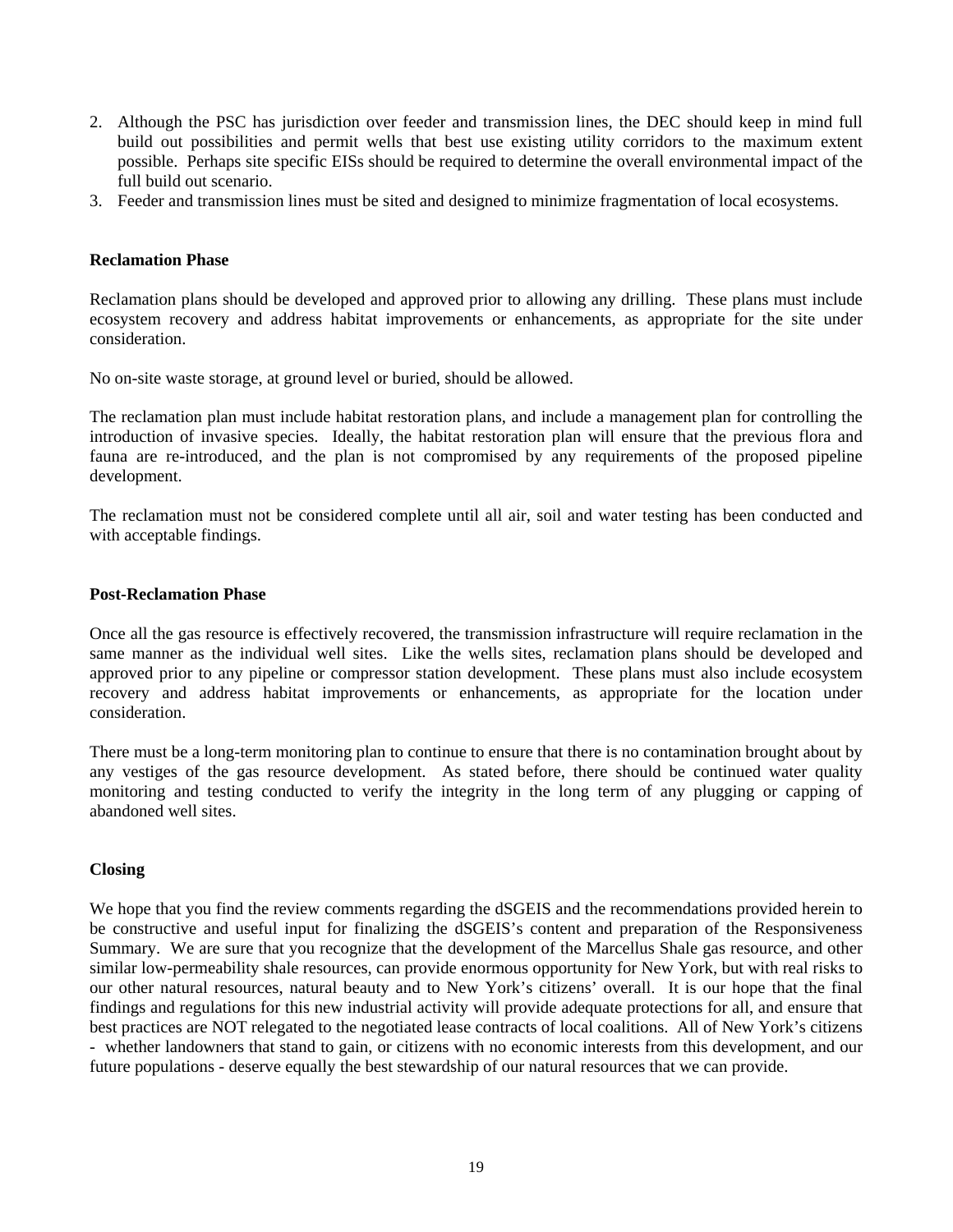2. Although the PSC has jurisdiction over feeder and transmission lines, the DEC should keep in mind full build out possibilities and permit wells that best use existing utility corridors to the maximum extent possible. Perhaps site specific EISs should be required to determine the overall environmental impact of the full build out scenario.
3. Feeder and transmission lines must be sited and designed to minimize fragmentation of local ecosystems.

**Reclamation Phase**

Reclamation plans should be developed and approved prior to allowing any drilling. These plans must include ecosystem recovery and address habitat improvements or enhancements, as appropriate for the site under consideration.

No on-site waste storage, at ground level or buried, should be allowed.

The reclamation plan must include habitat restoration plans, and include a management plan for controlling the introduction of invasive species. Ideally, the habitat restoration plan will ensure that the previous flora and fauna are re-introduced, and the plan is not compromised by any requirements of the proposed pipeline development.

The reclamation must not be considered complete until all air, soil and water testing has been conducted and with acceptable findings.

**Post-Reclamation Phase**

Once all the gas resource is effectively recovered, the transmission infrastructure will require reclamation in the same manner as the individual well sites. Like the wells sites, reclamation plans should be developed and approved prior to any pipeline or compressor station development. These plans must also include ecosystem recovery and address habitat improvements or enhancements, as appropriate for the location under consideration.

There must be a long-term monitoring plan to continue to ensure that there is no contamination brought about by any vestiges of the gas resource development. As stated before, there should be continued water quality monitoring and testing conducted to verify the integrity in the long term of any plugging or capping of abandoned well sites.

**Closing**

We hope that you find the review comments regarding the dSGEIS and the recommendations provided herein to be constructive and useful input for finalizing the dSGEIS's content and preparation of the Responsiveness Summary. We are sure that you recognize that the development of the Marcellus Shale gas resource, and other similar low-permeability shale resources, can provide enormous opportunity for New York, but with real risks to our other natural resources, natural beauty and to New York's citizens' overall. It is our hope that the final findings and regulations for this new industrial activity will provide adequate protections for all, and ensure that best practices are NOT relegated to the negotiated lease contracts of local coalitions. All of New York's citizens - whether landowners that stand to gain, or citizens with no economic interests from this development, and our future populations - deserve equally the best stewardship of our natural resources that we can provide.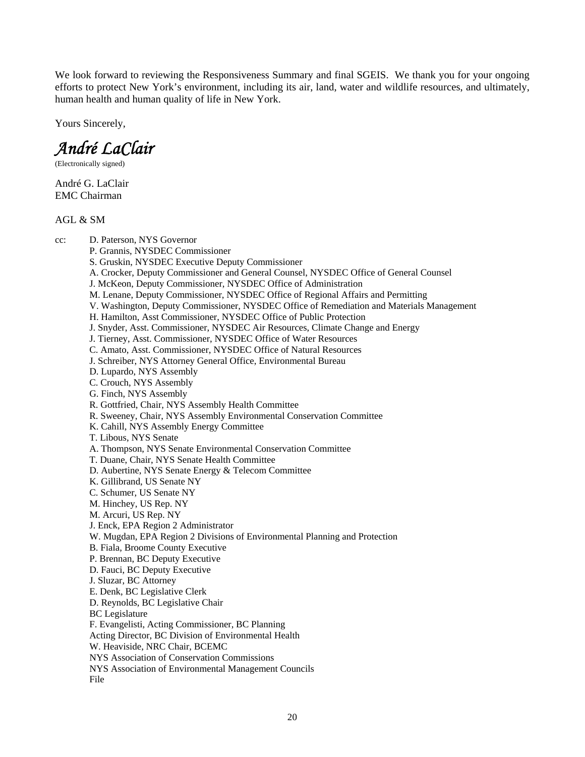We look forward to reviewing the Responsiveness Summary and final SGEIS. We thank you for your ongoing efforts to protect New York's environment, including its air, land, water and wildlife resources, and ultimately, human health and human quality of life in New York.

Yours Sincerely,

*André LaClair*
(Electronically signed)

André G. LaClair
EMC Chairman

AGL & SM

cc: D. Paterson, NYS Governor
P. Grannis, NYSDEC Commissioner
S. Gruskin, NYSDEC Executive Deputy Commissioner
A. Crocker, Deputy Commissioner and General Counsel, NYSDEC Office of General Counsel
J. McKeon, Deputy Commissioner, NYSDEC Office of Administration
M. Lenane, Deputy Commissioner, NYSDEC Office of Regional Affairs and Permitting
V. Washington, Deputy Commissioner, NYSDEC Office of Remediation and Materials Management
H. Hamilton, Asst Commissioner, NYSDEC Office of Public Protection
J. Snyder, Asst. Commissioner, NYSDEC Air Resources, Climate Change and Energy
J. Tierney, Asst. Commissioner, NYSDEC Office of Water Resources
C. Amato, Asst. Commissioner, NYSDEC Office of Natural Resources
J. Schreiber, NYS Attorney General Office, Environmental Bureau
D. Lupardo, NYS Assembly
C. Crouch, NYS Assembly
G. Finch, NYS Assembly
R. Gottfried, Chair, NYS Assembly Health Committee
R. Sweeney, Chair, NYS Assembly Environmental Conservation Committee
K. Cahill, NYS Assembly Energy Committee
T. Libous, NYS Senate
A. Thompson, NYS Senate Environmental Conservation Committee
T. Duane, Chair, NYS Senate Health Committee
D. Aubertine, NYS Senate Energy & Telecom Committee
K. Gillibrand, US Senate NY
C. Schumer, US Senate NY
M. Hinchey, US Rep. NY
M. Arcuri, US Rep. NY
J. Enck, EPA Region 2 Administrator
W. Mugdan, EPA Region 2 Divisions of Environmental Planning and Protection
B. Fiala, Broome County Executive
P. Brennan, BC Deputy Executive
D. Fauci, BC Deputy Executive
J. Sluzar, BC Attorney
E. Denk, BC Legislative Clerk
D. Reynolds, BC Legislative Chair
BC Legislature
F. Evangelisti, Acting Commissioner, BC Planning
Acting Director, BC Division of Environmental Health
W. Heaviside, NRC Chair, BCEMC
NYS Association of Conservation Commissions
NYS Association of Environmental Management Councils
File